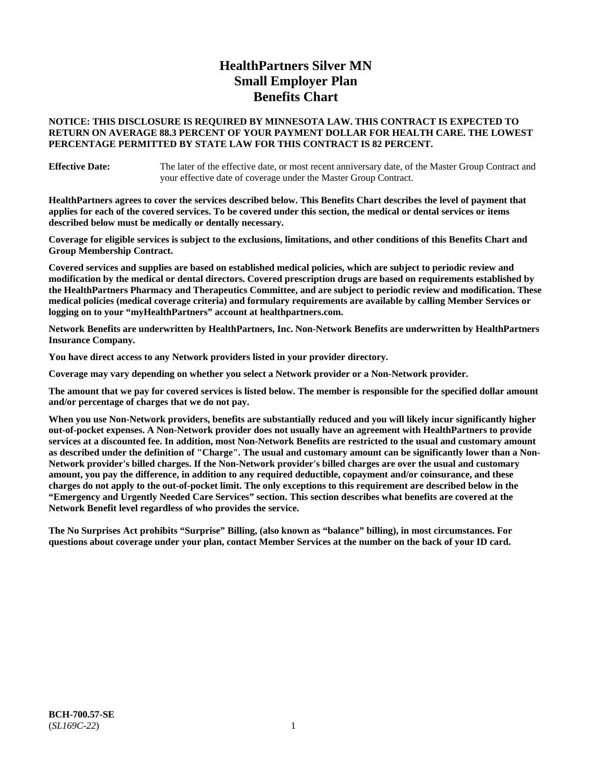# HealthPartners Silver MN
# Small Employer Plan
# Benefits Chart

**NOTICE: THIS DISCLOSURE IS REQUIRED BY MINNESOTA LAW. THIS CONTRACT IS EXPECTED TO RETURN ON AVERAGE 88.3 PERCENT OF YOUR PAYMENT DOLLAR FOR HEALTH CARE. THE LOWEST PERCENTAGE PERMITTED BY STATE LAW FOR THIS CONTRACT IS 82 PERCENT.**

**Effective Date:** The later of the effective date, or most recent anniversary date, of the Master Group Contract and your effective date of coverage under the Master Group Contract.

**HealthPartners agrees to cover the services described below. This Benefits Chart describes the level of payment that applies for each of the covered services. To be covered under this section, the medical or dental services or items described below must be medically or dentally necessary.**

**Coverage for eligible services is subject to the exclusions, limitations, and other conditions of this Benefits Chart and Group Membership Contract.**

**Covered services and supplies are based on established medical policies, which are subject to periodic review and modification by the medical or dental directors. Covered prescription drugs are based on requirements established by the HealthPartners Pharmacy and Therapeutics Committee, and are subject to periodic review and modification. These medical policies (medical coverage criteria) and formulary requirements are available by calling Member Services or logging on to your "myHealthPartners" account at healthpartners.com.**

**Network Benefits are underwritten by HealthPartners, Inc. Non-Network Benefits are underwritten by HealthPartners Insurance Company.**

**You have direct access to any Network providers listed in your provider directory.**

**Coverage may vary depending on whether you select a Network provider or a Non-Network provider.**

**The amount that we pay for covered services is listed below. The member is responsible for the specified dollar amount and/or percentage of charges that we do not pay.**

**When you use Non-Network providers, benefits are substantially reduced and you will likely incur significantly higher out-of-pocket expenses. A Non-Network provider does not usually have an agreement with HealthPartners to provide services at a discounted fee. In addition, most Non-Network Benefits are restricted to the usual and customary amount as described under the definition of "Charge". The usual and customary amount can be significantly lower than a Non-Network provider's billed charges. If the Non-Network provider's billed charges are over the usual and customary amount, you pay the difference, in addition to any required deductible, copayment and/or coinsurance, and these charges do not apply to the out-of-pocket limit. The only exceptions to this requirement are described below in the "Emergency and Urgently Needed Care Services" section. This section describes what benefits are covered at the Network Benefit level regardless of who provides the service.**

**The No Surprises Act prohibits "Surprise" Billing, (also known as "balance" billing), in most circumstances. For questions about coverage under your plan, contact Member Services at the number on the back of your ID card.**

**BCH-700.57-SE**
(*SL169C-22*)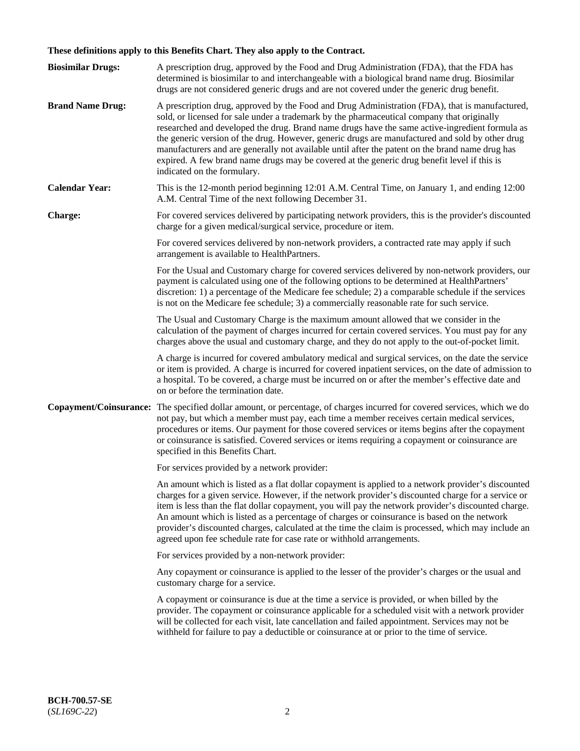**These definitions apply to this Benefits Chart. They also apply to the Contract.**

**Biosimilar Drugs:** A prescription drug, approved by the Food and Drug Administration (FDA), that the FDA has determined is biosimilar to and interchangeable with a biological brand name drug. Biosimilar drugs are not considered generic drugs and are not covered under the generic drug benefit.

**Brand Name Drug:** A prescription drug, approved by the Food and Drug Administration (FDA), that is manufactured, sold, or licensed for sale under a trademark by the pharmaceutical company that originally researched and developed the drug. Brand name drugs have the same active-ingredient formula as the generic version of the drug. However, generic drugs are manufactured and sold by other drug manufacturers and are generally not available until after the patent on the brand name drug has expired. A few brand name drugs may be covered at the generic drug benefit level if this is indicated on the formulary.

**Calendar Year:** This is the 12-month period beginning 12:01 A.M. Central Time, on January 1, and ending 12:00 A.M. Central Time of the next following December 31.

**Charge:** For covered services delivered by participating network providers, this is the provider's discounted charge for a given medical/surgical service, procedure or item.

For covered services delivered by non-network providers, a contracted rate may apply if such arrangement is available to HealthPartners.

For the Usual and Customary charge for covered services delivered by non-network providers, our payment is calculated using one of the following options to be determined at HealthPartners' discretion: 1) a percentage of the Medicare fee schedule; 2) a comparable schedule if the services is not on the Medicare fee schedule; 3) a commercially reasonable rate for such service.

The Usual and Customary Charge is the maximum amount allowed that we consider in the calculation of the payment of charges incurred for certain covered services. You must pay for any charges above the usual and customary charge, and they do not apply to the out-of-pocket limit.

A charge is incurred for covered ambulatory medical and surgical services, on the date the service or item is provided. A charge is incurred for covered inpatient services, on the date of admission to a hospital. To be covered, a charge must be incurred on or after the member's effective date and on or before the termination date.

**Copayment/Coinsurance:** The specified dollar amount, or percentage, of charges incurred for covered services, which we do not pay, but which a member must pay, each time a member receives certain medical services, procedures or items. Our payment for those covered services or items begins after the copayment or coinsurance is satisfied. Covered services or items requiring a copayment or coinsurance are specified in this Benefits Chart.

For services provided by a network provider:

An amount which is listed as a flat dollar copayment is applied to a network provider's discounted charges for a given service. However, if the network provider's discounted charge for a service or item is less than the flat dollar copayment, you will pay the network provider's discounted charge. An amount which is listed as a percentage of charges or coinsurance is based on the network provider's discounted charges, calculated at the time the claim is processed, which may include an agreed upon fee schedule rate for case rate or withhold arrangements.

For services provided by a non-network provider:

Any copayment or coinsurance is applied to the lesser of the provider's charges or the usual and customary charge for a service.

A copayment or coinsurance is due at the time a service is provided, or when billed by the provider. The copayment or coinsurance applicable for a scheduled visit with a network provider will be collected for each visit, late cancellation and failed appointment. Services may not be withheld for failure to pay a deductible or coinsurance at or prior to the time of service.

**BCH-700.57-SE**
(*SL169C-22*)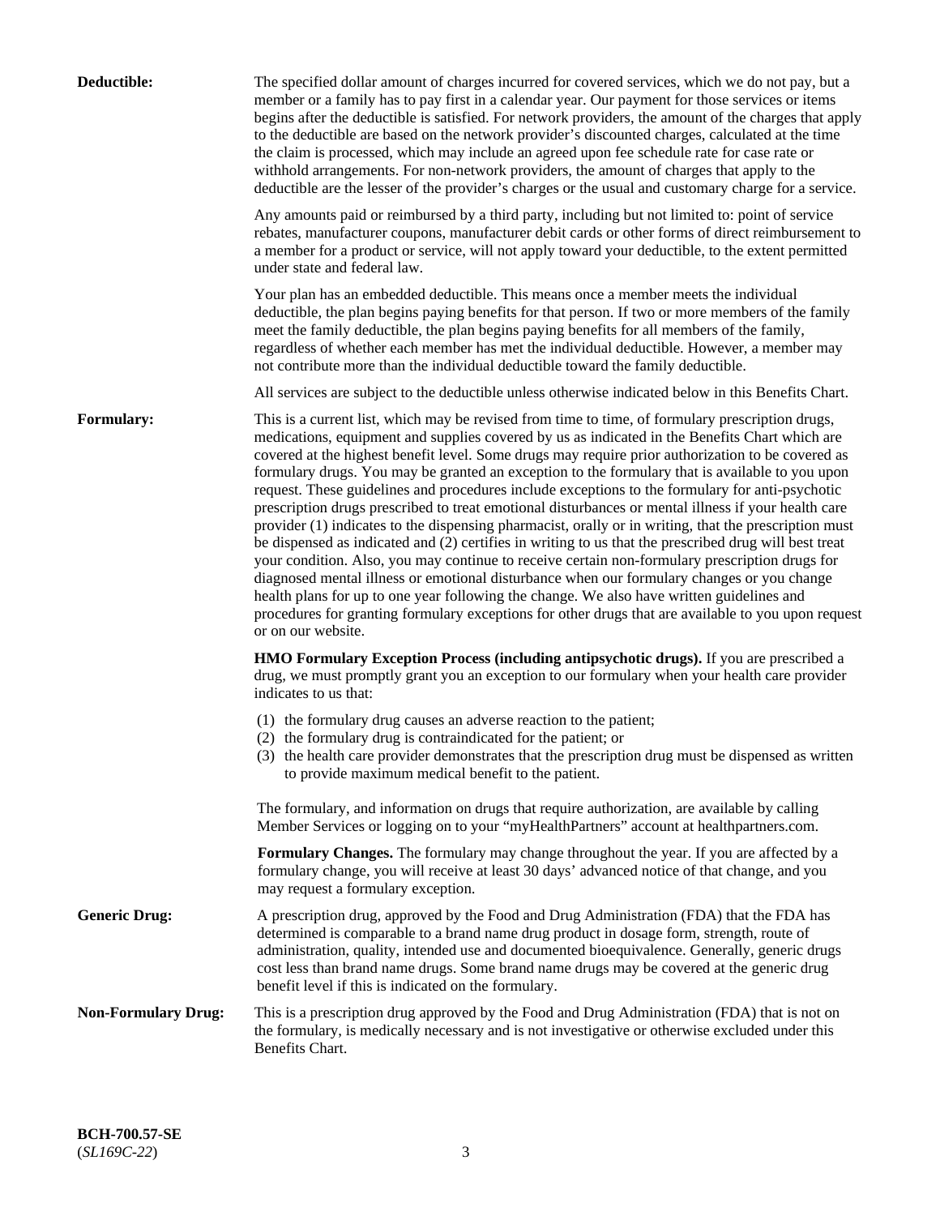**Deductible:** The specified dollar amount of charges incurred for covered services, which we do not pay, but a member or a family has to pay first in a calendar year. Our payment for those services or items begins after the deductible is satisfied. For network providers, the amount of the charges that apply to the deductible are based on the network provider's discounted charges, calculated at the time the claim is processed, which may include an agreed upon fee schedule rate for case rate or withhold arrangements. For non-network providers, the amount of charges that apply to the deductible are the lesser of the provider's charges or the usual and customary charge for a service.

Any amounts paid or reimbursed by a third party, including but not limited to: point of service rebates, manufacturer coupons, manufacturer debit cards or other forms of direct reimbursement to a member for a product or service, will not apply toward your deductible, to the extent permitted under state and federal law.

Your plan has an embedded deductible. This means once a member meets the individual deductible, the plan begins paying benefits for that person. If two or more members of the family meet the family deductible, the plan begins paying benefits for all members of the family, regardless of whether each member has met the individual deductible. However, a member may not contribute more than the individual deductible toward the family deductible.

All services are subject to the deductible unless otherwise indicated below in this Benefits Chart.

**Formulary:** This is a current list, which may be revised from time to time, of formulary prescription drugs, medications, equipment and supplies covered by us as indicated in the Benefits Chart which are covered at the highest benefit level. Some drugs may require prior authorization to be covered as formulary drugs. You may be granted an exception to the formulary that is available to you upon request. These guidelines and procedures include exceptions to the formulary for anti-psychotic prescription drugs prescribed to treat emotional disturbances or mental illness if your health care provider (1) indicates to the dispensing pharmacist, orally or in writing, that the prescription must be dispensed as indicated and (2) certifies in writing to us that the prescribed drug will best treat your condition. Also, you may continue to receive certain non-formulary prescription drugs for diagnosed mental illness or emotional disturbance when our formulary changes or you change health plans for up to one year following the change. We also have written guidelines and procedures for granting formulary exceptions for other drugs that are available to you upon request or on our website.

**HMO Formulary Exception Process (including antipsychotic drugs).** If you are prescribed a drug, we must promptly grant you an exception to our formulary when your health care provider indicates to us that:

(1) the formulary drug causes an adverse reaction to the patient;
(2) the formulary drug is contraindicated for the patient; or
(3) the health care provider demonstrates that the prescription drug must be dispensed as written to provide maximum medical benefit to the patient.

The formulary, and information on drugs that require authorization, are available by calling Member Services or logging on to your "myHealthPartners" account at healthpartners.com.

**Formulary Changes.** The formulary may change throughout the year. If you are affected by a formulary change, you will receive at least 30 days' advanced notice of that change, and you may request a formulary exception.

**Generic Drug:** A prescription drug, approved by the Food and Drug Administration (FDA) that the FDA has determined is comparable to a brand name drug product in dosage form, strength, route of administration, quality, intended use and documented bioequivalence. Generally, generic drugs cost less than brand name drugs. Some brand name drugs may be covered at the generic drug benefit level if this is indicated on the formulary.

**Non-Formulary Drug:** This is a prescription drug approved by the Food and Drug Administration (FDA) that is not on the formulary, is medically necessary and is not investigative or otherwise excluded under this Benefits Chart.

**BCH-700.57-SE**
(*SL169C-22*)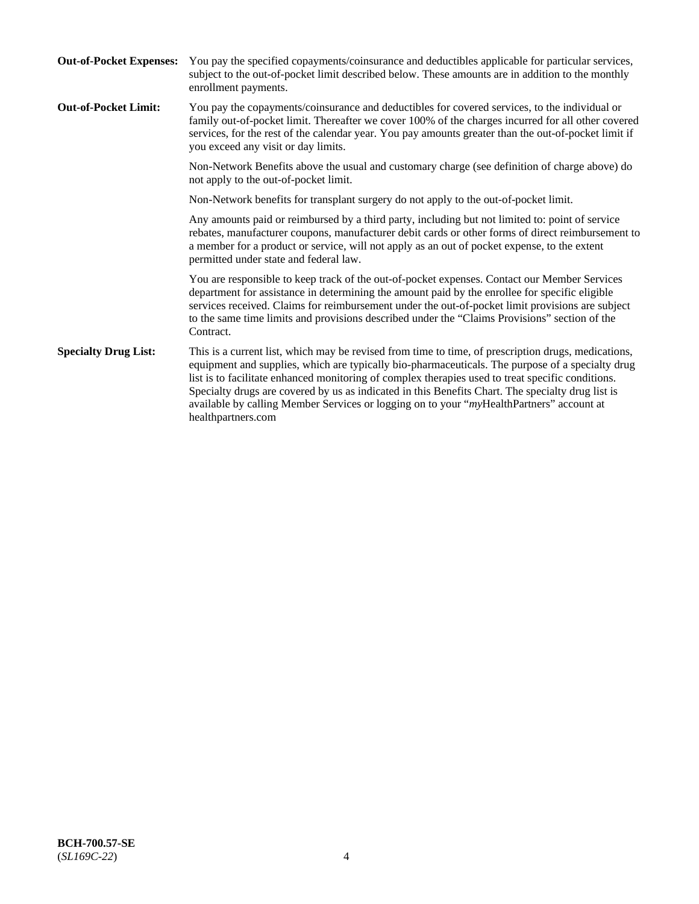**Out-of-Pocket Expenses:** You pay the specified copayments/coinsurance and deductibles applicable for particular services, subject to the out-of-pocket limit described below. These amounts are in addition to the monthly enrollment payments.

**Out-of-Pocket Limit:** You pay the copayments/coinsurance and deductibles for covered services, to the individual or family out-of-pocket limit. Thereafter we cover 100% of the charges incurred for all other covered services, for the rest of the calendar year. You pay amounts greater than the out-of-pocket limit if you exceed any visit or day limits.

Non-Network Benefits above the usual and customary charge (see definition of charge above) do not apply to the out-of-pocket limit.

Non-Network benefits for transplant surgery do not apply to the out-of-pocket limit.

Any amounts paid or reimbursed by a third party, including but not limited to: point of service rebates, manufacturer coupons, manufacturer debit cards or other forms of direct reimbursement to a member for a product or service, will not apply as an out of pocket expense, to the extent permitted under state and federal law.

You are responsible to keep track of the out-of-pocket expenses. Contact our Member Services department for assistance in determining the amount paid by the enrollee for specific eligible services received. Claims for reimbursement under the out-of-pocket limit provisions are subject to the same time limits and provisions described under the "Claims Provisions" section of the Contract.

**Specialty Drug List:** This is a current list, which may be revised from time to time, of prescription drugs, medications, equipment and supplies, which are typically bio-pharmaceuticals. The purpose of a specialty drug list is to facilitate enhanced monitoring of complex therapies used to treat specific conditions. Specialty drugs are covered by us as indicated in this Benefits Chart. The specialty drug list is available by calling Member Services or logging on to your "*my*HealthPartners" account at healthpartners.com

**BCH-700.57-SE**
(*SL169C-22*)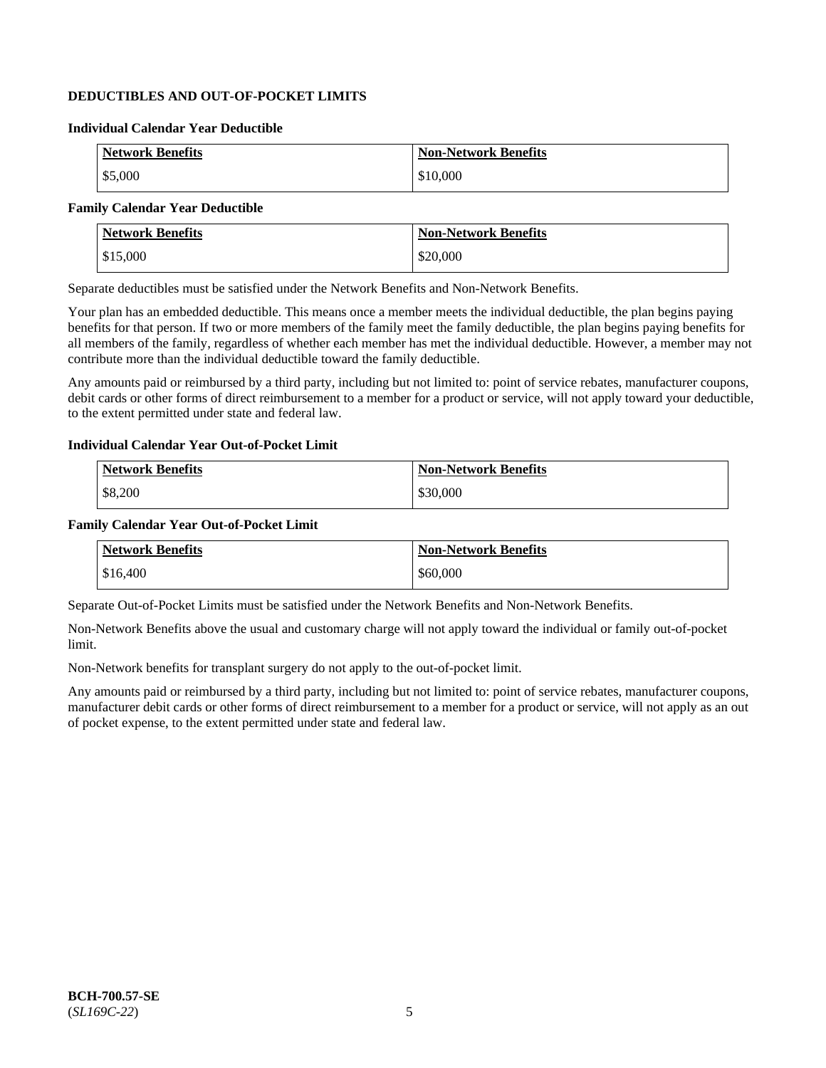## DEDUCTIBLES AND OUT-OF-POCKET LIMITS

### Individual Calendar Year Deductible

| Network Benefits | Non-Network Benefits |
|---|---|
| $5,000 | $10,000 |

### Family Calendar Year Deductible

| Network Benefits | Non-Network Benefits |
|---|---|
| $15,000 | $20,000 |

Separate deductibles must be satisfied under the Network Benefits and Non-Network Benefits.

Your plan has an embedded deductible. This means once a member meets the individual deductible, the plan begins paying benefits for that person. If two or more members of the family meet the family deductible, the plan begins paying benefits for all members of the family, regardless of whether each member has met the individual deductible. However, a member may not contribute more than the individual deductible toward the family deductible.

Any amounts paid or reimbursed by a third party, including but not limited to: point of service rebates, manufacturer coupons, debit cards or other forms of direct reimbursement to a member for a product or service, will not apply toward your deductible, to the extent permitted under state and federal law.

### Individual Calendar Year Out-of-Pocket Limit

| Network Benefits | Non-Network Benefits |
|---|---|
| $8,200 | $30,000 |

### Family Calendar Year Out-of-Pocket Limit

| Network Benefits | Non-Network Benefits |
|---|---|
| $16,400 | $60,000 |

Separate Out-of-Pocket Limits must be satisfied under the Network Benefits and Non-Network Benefits.

Non-Network Benefits above the usual and customary charge will not apply toward the individual or family out-of-pocket limit.

Non-Network benefits for transplant surgery do not apply to the out-of-pocket limit.

Any amounts paid or reimbursed by a third party, including but not limited to: point of service rebates, manufacturer coupons, manufacturer debit cards or other forms of direct reimbursement to a member for a product or service, will not apply as an out of pocket expense, to the extent permitted under state and federal law.

**BCH-700.57-SE**
(*SL169C-22*)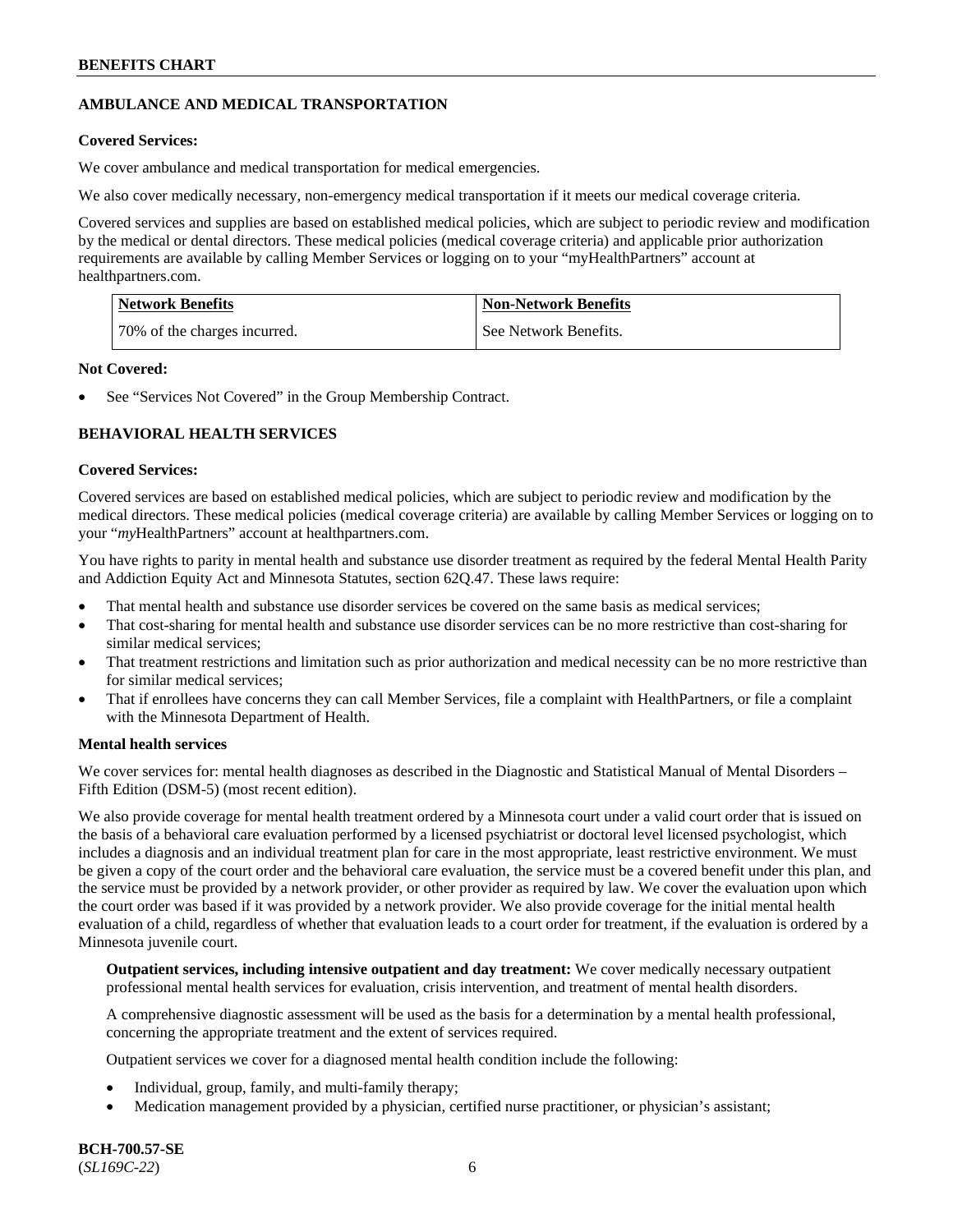## AMBULANCE AND MEDICAL TRANSPORTATION

**Covered Services:**

We cover ambulance and medical transportation for medical emergencies.

We also cover medically necessary, non-emergency medical transportation if it meets our medical coverage criteria.

Covered services and supplies are based on established medical policies, which are subject to periodic review and modification by the medical or dental directors. These medical policies (medical coverage criteria) and applicable prior authorization requirements are available by calling Member Services or logging on to your "myHealthPartners" account at healthpartners.com.

| Network Benefits | Non-Network Benefits |
|---|---|
| 70% of the charges incurred. | See Network Benefits. |

**Not Covered:**

- See "Services Not Covered" in the Group Membership Contract.

## BEHAVIORAL HEALTH SERVICES

**Covered Services:**

Covered services are based on established medical policies, which are subject to periodic review and modification by the medical directors. These medical policies (medical coverage criteria) are available by calling Member Services or logging on to your "*my*HealthPartners" account at healthpartners.com.

You have rights to parity in mental health and substance use disorder treatment as required by the federal Mental Health Parity and Addiction Equity Act and Minnesota Statutes, section 62Q.47. These laws require:

- That mental health and substance use disorder services be covered on the same basis as medical services;
- That cost-sharing for mental health and substance use disorder services can be no more restrictive than cost-sharing for similar medical services;
- That treatment restrictions and limitation such as prior authorization and medical necessity can be no more restrictive than for similar medical services;
- That if enrollees have concerns they can call Member Services, file a complaint with HealthPartners, or file a complaint with the Minnesota Department of Health.

**Mental health services**

We cover services for: mental health diagnoses as described in the Diagnostic and Statistical Manual of Mental Disorders – Fifth Edition (DSM-5) (most recent edition).

We also provide coverage for mental health treatment ordered by a Minnesota court under a valid court order that is issued on the basis of a behavioral care evaluation performed by a licensed psychiatrist or doctoral level licensed psychologist, which includes a diagnosis and an individual treatment plan for care in the most appropriate, least restrictive environment. We must be given a copy of the court order and the behavioral care evaluation, the service must be a covered benefit under this plan, and the service must be provided by a network provider, or other provider as required by law. We cover the evaluation upon which the court order was based if it was provided by a network provider. We also provide coverage for the initial mental health evaluation of a child, regardless of whether that evaluation leads to a court order for treatment, if the evaluation is ordered by a Minnesota juvenile court.

**Outpatient services, including intensive outpatient and day treatment:** We cover medically necessary outpatient professional mental health services for evaluation, crisis intervention, and treatment of mental health disorders.

A comprehensive diagnostic assessment will be used as the basis for a determination by a mental health professional, concerning the appropriate treatment and the extent of services required.

Outpatient services we cover for a diagnosed mental health condition include the following:

- Individual, group, family, and multi-family therapy;
- Medication management provided by a physician, certified nurse practitioner, or physician's assistant;

**BCH-700.57-SE**
(*SL169C-22*)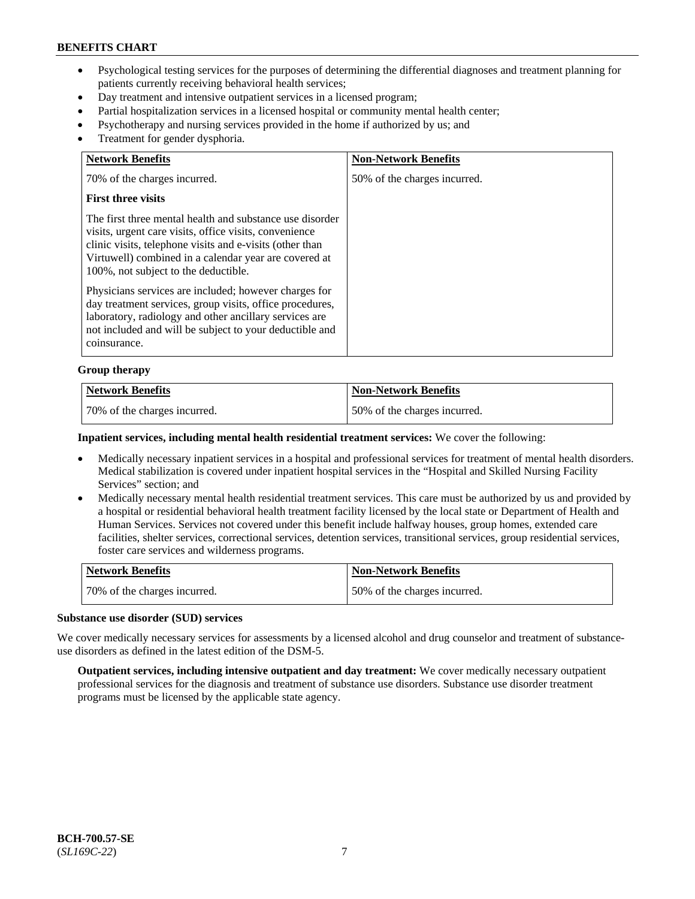- Psychological testing services for the purposes of determining the differential diagnoses and treatment planning for patients currently receiving behavioral health services;
- Day treatment and intensive outpatient services in a licensed program;
- Partial hospitalization services in a licensed hospital or community mental health center;
- Psychotherapy and nursing services provided in the home if authorized by us; and
- Treatment for gender dysphoria.

| Network Benefits | Non-Network Benefits |
|---|---|
| 70% of the charges incurred.<br><br>**First three visits**<br><br>The first three mental health and substance use disorder visits, urgent care visits, office visits, convenience clinic visits, telephone visits and e-visits (other than Virtuwell) combined in a calendar year are covered at 100%, not subject to the deductible.<br><br>Physicians services are included; however charges for day treatment services, group visits, office procedures, laboratory, radiology and other ancillary services are not included and will be subject to your deductible and coinsurance. | 50% of the charges incurred. |

**Group therapy**

| Network Benefits | Non-Network Benefits |
|---|---|
| 70% of the charges incurred. | 50% of the charges incurred. |

**Inpatient services, including mental health residential treatment services:** We cover the following:

- Medically necessary inpatient services in a hospital and professional services for treatment of mental health disorders. Medical stabilization is covered under inpatient hospital services in the "Hospital and Skilled Nursing Facility Services" section; and
- Medically necessary mental health residential treatment services. This care must be authorized by us and provided by a hospital or residential behavioral health treatment facility licensed by the local state or Department of Health and Human Services. Services not covered under this benefit include halfway houses, group homes, extended care facilities, shelter services, correctional services, detention services, transitional services, group residential services, foster care services and wilderness programs.

| Network Benefits | Non-Network Benefits |
|---|---|
| 70% of the charges incurred. | 50% of the charges incurred. |

**Substance use disorder (SUD) services**

We cover medically necessary services for assessments by a licensed alcohol and drug counselor and treatment of substance-use disorders as defined in the latest edition of the DSM-5.

**Outpatient services, including intensive outpatient and day treatment:** We cover medically necessary outpatient professional services for the diagnosis and treatment of substance use disorders. Substance use disorder treatment programs must be licensed by the applicable state agency.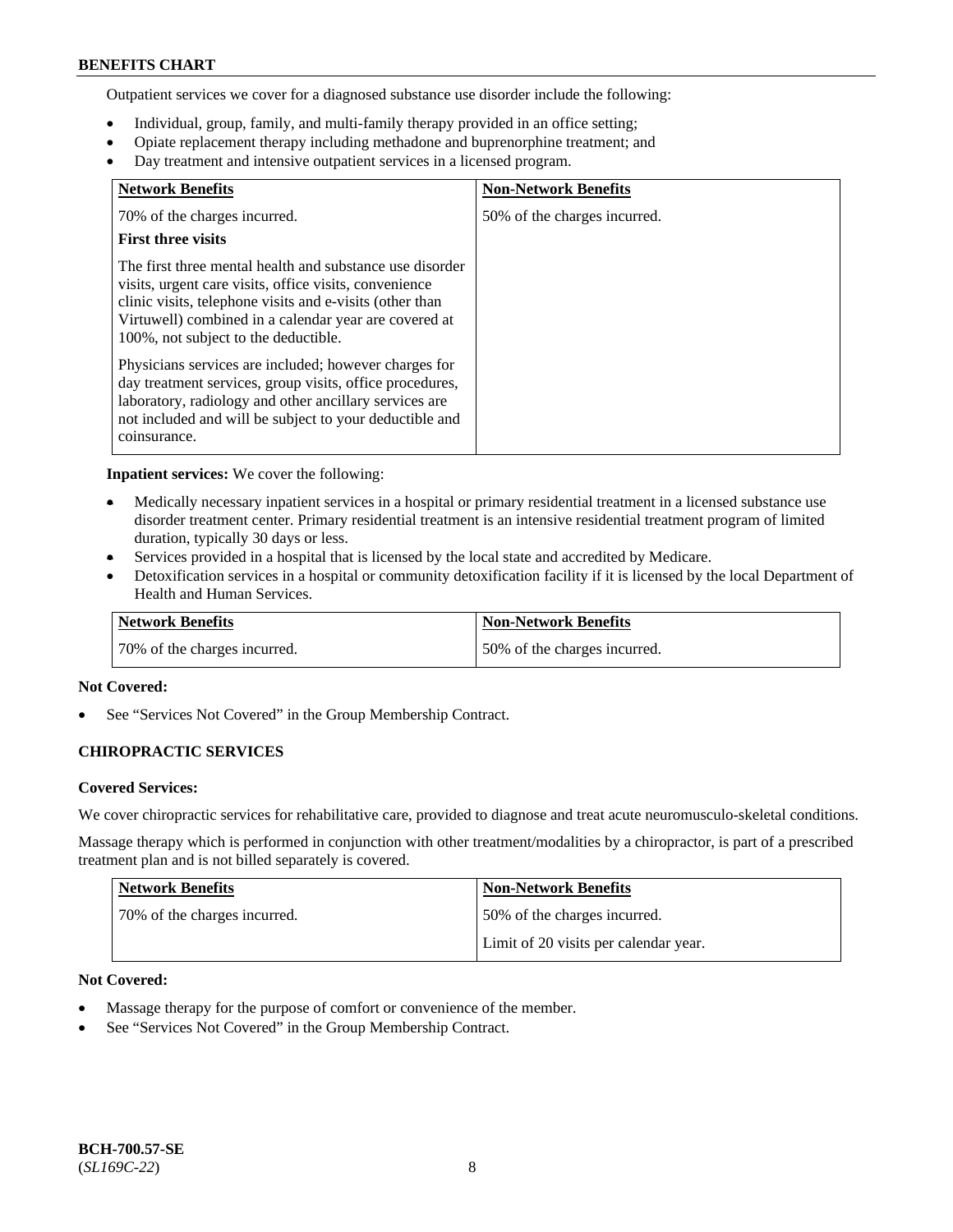Outpatient services we cover for a diagnosed substance use disorder include the following:

- Individual, group, family, and multi-family therapy provided in an office setting;
- Opiate replacement therapy including methadone and buprenorphine treatment; and
- Day treatment and intensive outpatient services in a licensed program.

| Network Benefits | Non-Network Benefits |
| --- | --- |
| 70% of the charges incurred.<br>**First three visits**<br>The first three mental health and substance use disorder visits, urgent care visits, office visits, convenience clinic visits, telephone visits and e-visits (other than Virtuwell) combined in a calendar year are covered at 100%, not subject to the deductible.<br>Physicians services are included; however charges for day treatment services, group visits, office procedures, laboratory, radiology and other ancillary services are not included and will be subject to your deductible and coinsurance. | 50% of the charges incurred. |

**Inpatient services:** We cover the following:

- Medically necessary inpatient services in a hospital or primary residential treatment in a licensed substance use disorder treatment center. Primary residential treatment is an intensive residential treatment program of limited duration, typically 30 days or less.
- Services provided in a hospital that is licensed by the local state and accredited by Medicare.
- Detoxification services in a hospital or community detoxification facility if it is licensed by the local Department of Health and Human Services.

| Network Benefits | Non-Network Benefits |
| --- | --- |
| 70% of the charges incurred. | 50% of the charges incurred. |

**Not Covered:**

- See "Services Not Covered" in the Group Membership Contract.

## CHIROPRACTIC SERVICES

**Covered Services:**

We cover chiropractic services for rehabilitative care, provided to diagnose and treat acute neuromusculo-skeletal conditions.

Massage therapy which is performed in conjunction with other treatment/modalities by a chiropractor, is part of a prescribed treatment plan and is not billed separately is covered.

| Network Benefits | Non-Network Benefits |
| --- | --- |
| 70% of the charges incurred. | 50% of the charges incurred.<br>Limit of 20 visits per calendar year. |

**Not Covered:**

- Massage therapy for the purpose of comfort or convenience of the member.
- See "Services Not Covered" in the Group Membership Contract.

BCH-700.57-SE
(*SL169C-22*)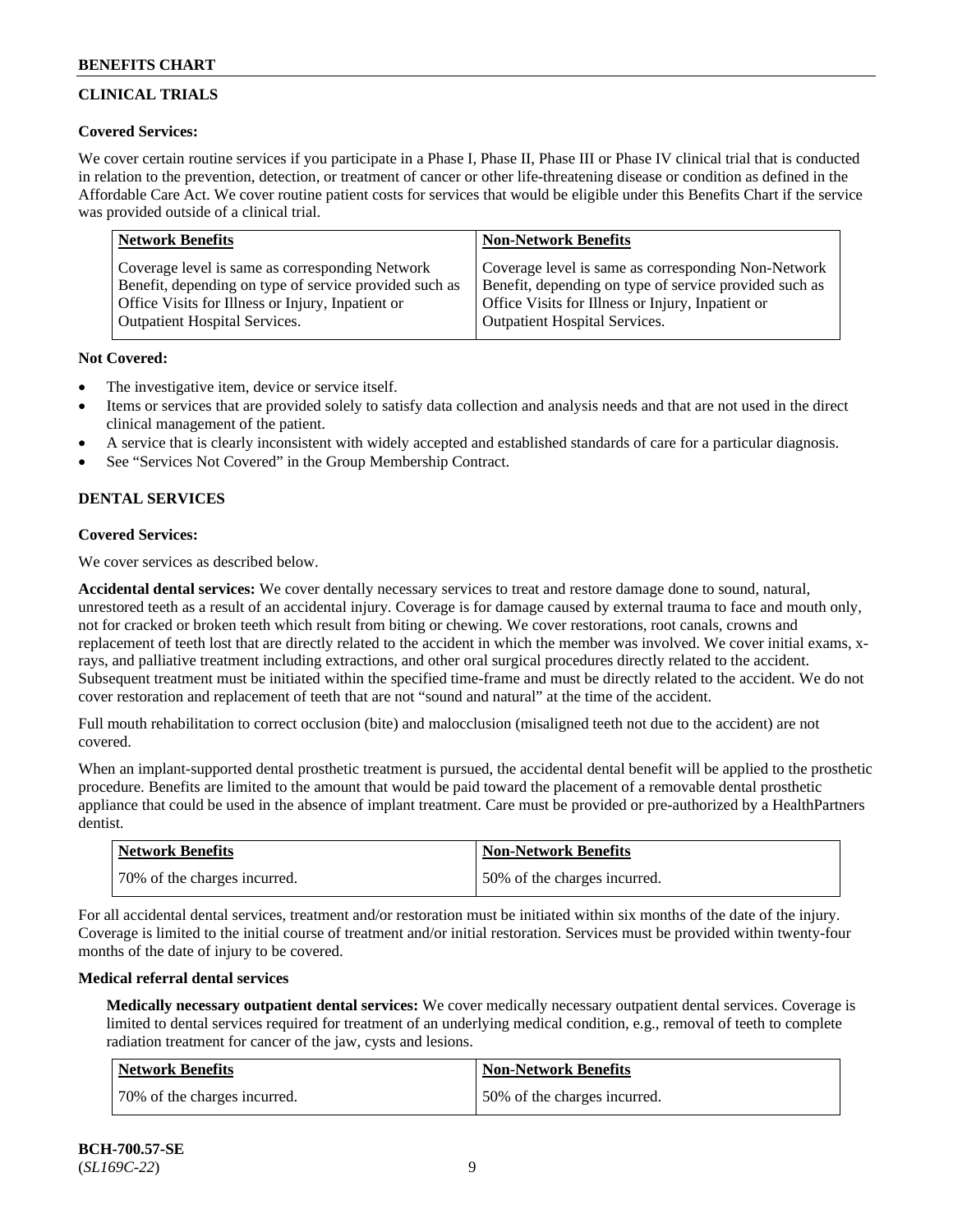## CLINICAL TRIALS

**Covered Services:**

We cover certain routine services if you participate in a Phase I, Phase II, Phase III or Phase IV clinical trial that is conducted in relation to the prevention, detection, or treatment of cancer or other life-threatening disease or condition as defined in the Affordable Care Act. We cover routine patient costs for services that would be eligible under this Benefits Chart if the service was provided outside of a clinical trial.

| Network Benefits | Non-Network Benefits |
| --- | --- |
| Coverage level is same as corresponding Network Benefit, depending on type of service provided such as Office Visits for Illness or Injury, Inpatient or Outpatient Hospital Services. | Coverage level is same as corresponding Non-Network Benefit, depending on type of service provided such as Office Visits for Illness or Injury, Inpatient or Outpatient Hospital Services. |

**Not Covered:**

- The investigative item, device or service itself.
- Items or services that are provided solely to satisfy data collection and analysis needs and that are not used in the direct clinical management of the patient.
- A service that is clearly inconsistent with widely accepted and established standards of care for a particular diagnosis.
- See "Services Not Covered" in the Group Membership Contract.

## DENTAL SERVICES

**Covered Services:**

We cover services as described below.

**Accidental dental services:** We cover dentally necessary services to treat and restore damage done to sound, natural, unrestored teeth as a result of an accidental injury. Coverage is for damage caused by external trauma to face and mouth only, not for cracked or broken teeth which result from biting or chewing. We cover restorations, root canals, crowns and replacement of teeth lost that are directly related to the accident in which the member was involved. We cover initial exams, x-rays, and palliative treatment including extractions, and other oral surgical procedures directly related to the accident. Subsequent treatment must be initiated within the specified time-frame and must be directly related to the accident. We do not cover restoration and replacement of teeth that are not "sound and natural" at the time of the accident.

Full mouth rehabilitation to correct occlusion (bite) and malocclusion (misaligned teeth not due to the accident) are not covered.

When an implant-supported dental prosthetic treatment is pursued, the accidental dental benefit will be applied to the prosthetic procedure. Benefits are limited to the amount that would be paid toward the placement of a removable dental prosthetic appliance that could be used in the absence of implant treatment. Care must be provided or pre-authorized by a HealthPartners dentist.

| Network Benefits | Non-Network Benefits |
| --- | --- |
| 70% of the charges incurred. | 50% of the charges incurred. |

For all accidental dental services, treatment and/or restoration must be initiated within six months of the date of the injury. Coverage is limited to the initial course of treatment and/or initial restoration. Services must be provided within twenty-four months of the date of injury to be covered.

**Medical referral dental services**

**Medically necessary outpatient dental services:** We cover medically necessary outpatient dental services. Coverage is limited to dental services required for treatment of an underlying medical condition, e.g., removal of teeth to complete radiation treatment for cancer of the jaw, cysts and lesions.

| Network Benefits | Non-Network Benefits |
| --- | --- |
| 70% of the charges incurred. | 50% of the charges incurred. |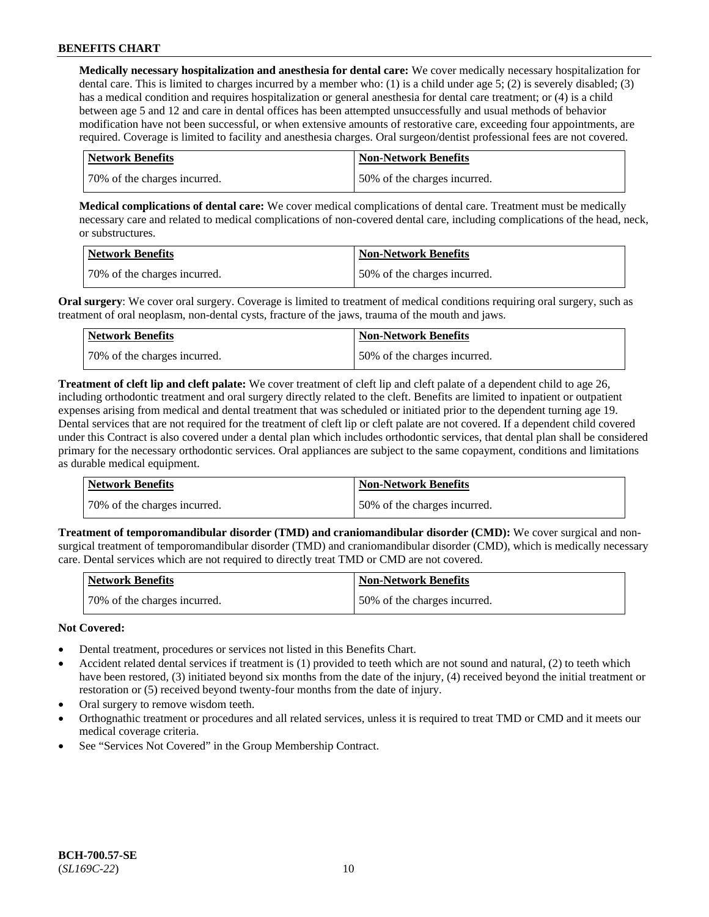**Medically necessary hospitalization and anesthesia for dental care:** We cover medically necessary hospitalization for dental care. This is limited to charges incurred by a member who: (1) is a child under age 5; (2) is severely disabled; (3) has a medical condition and requires hospitalization or general anesthesia for dental care treatment; or (4) is a child between age 5 and 12 and care in dental offices has been attempted unsuccessfully and usual methods of behavior modification have not been successful, or when extensive amounts of restorative care, exceeding four appointments, are required. Coverage is limited to facility and anesthesia charges. Oral surgeon/dentist professional fees are not covered.

| Network Benefits | Non-Network Benefits |
| --- | --- |
| 70% of the charges incurred. | 50% of the charges incurred. |

**Medical complications of dental care:** We cover medical complications of dental care. Treatment must be medically necessary care and related to medical complications of non-covered dental care, including complications of the head, neck, or substructures.

| Network Benefits | Non-Network Benefits |
| --- | --- |
| 70% of the charges incurred. | 50% of the charges incurred. |

**Oral surgery**: We cover oral surgery. Coverage is limited to treatment of medical conditions requiring oral surgery, such as treatment of oral neoplasm, non-dental cysts, fracture of the jaws, trauma of the mouth and jaws.

| Network Benefits | Non-Network Benefits |
| --- | --- |
| 70% of the charges incurred. | 50% of the charges incurred. |

**Treatment of cleft lip and cleft palate:** We cover treatment of cleft lip and cleft palate of a dependent child to age 26, including orthodontic treatment and oral surgery directly related to the cleft. Benefits are limited to inpatient or outpatient expenses arising from medical and dental treatment that was scheduled or initiated prior to the dependent turning age 19. Dental services that are not required for the treatment of cleft lip or cleft palate are not covered. If a dependent child covered under this Contract is also covered under a dental plan which includes orthodontic services, that dental plan shall be considered primary for the necessary orthodontic services. Oral appliances are subject to the same copayment, conditions and limitations as durable medical equipment.

| Network Benefits | Non-Network Benefits |
| --- | --- |
| 70% of the charges incurred. | 50% of the charges incurred. |

**Treatment of temporomandibular disorder (TMD) and craniomandibular disorder (CMD):** We cover surgical and non-surgical treatment of temporomandibular disorder (TMD) and craniomandibular disorder (CMD), which is medically necessary care. Dental services which are not required to directly treat TMD or CMD are not covered.

| Network Benefits | Non-Network Benefits |
| --- | --- |
| 70% of the charges incurred. | 50% of the charges incurred. |

**Not Covered:**

- Dental treatment, procedures or services not listed in this Benefits Chart.
- Accident related dental services if treatment is (1) provided to teeth which are not sound and natural, (2) to teeth which have been restored, (3) initiated beyond six months from the date of the injury, (4) received beyond the initial treatment or restoration or (5) received beyond twenty-four months from the date of injury.
- Oral surgery to remove wisdom teeth.
- Orthognathic treatment or procedures and all related services, unless it is required to treat TMD or CMD and it meets our medical coverage criteria.
- See "Services Not Covered" in the Group Membership Contract.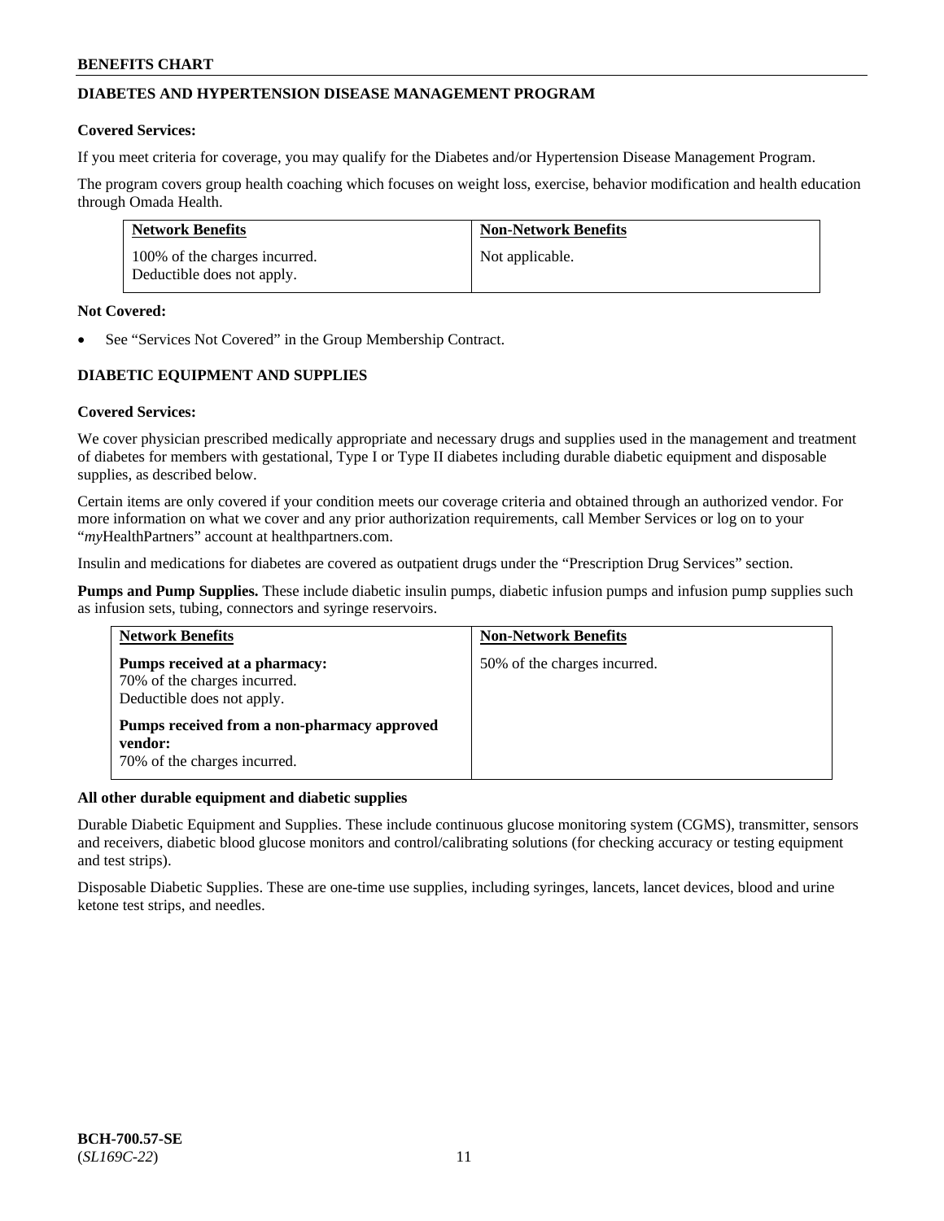## DIABETES AND HYPERTENSION DISEASE MANAGEMENT PROGRAM

**Covered Services:**

If you meet criteria for coverage, you may qualify for the Diabetes and/or Hypertension Disease Management Program.

The program covers group health coaching which focuses on weight loss, exercise, behavior modification and health education through Omada Health.

| Network Benefits | Non-Network Benefits |
| --- | --- |
| 100% of the charges incurred. Deductible does not apply. | Not applicable. |

**Not Covered:**

- See "Services Not Covered" in the Group Membership Contract.

## DIABETIC EQUIPMENT AND SUPPLIES

**Covered Services:**

We cover physician prescribed medically appropriate and necessary drugs and supplies used in the management and treatment of diabetes for members with gestational, Type I or Type II diabetes including durable diabetic equipment and disposable supplies, as described below.

Certain items are only covered if your condition meets our coverage criteria and obtained through an authorized vendor. For more information on what we cover and any prior authorization requirements, call Member Services or log on to your "*my*HealthPartners" account at healthpartners.com.

Insulin and medications for diabetes are covered as outpatient drugs under the "Prescription Drug Services" section.

**Pumps and Pump Supplies.** These include diabetic insulin pumps, diabetic infusion pumps and infusion pump supplies such as infusion sets, tubing, connectors and syringe reservoirs.

| Network Benefits | Non-Network Benefits |
| --- | --- |
| **Pumps received at a pharmacy:** 70% of the charges incurred. Deductible does not apply. **Pumps received from a non-pharmacy approved vendor:** 70% of the charges incurred. | 50% of the charges incurred. |

**All other durable equipment and diabetic supplies**

Durable Diabetic Equipment and Supplies. These include continuous glucose monitoring system (CGMS), transmitter, sensors and receivers, diabetic blood glucose monitors and control/calibrating solutions (for checking accuracy or testing equipment and test strips).

Disposable Diabetic Supplies. These are one-time use supplies, including syringes, lancets, lancet devices, blood and urine ketone test strips, and needles.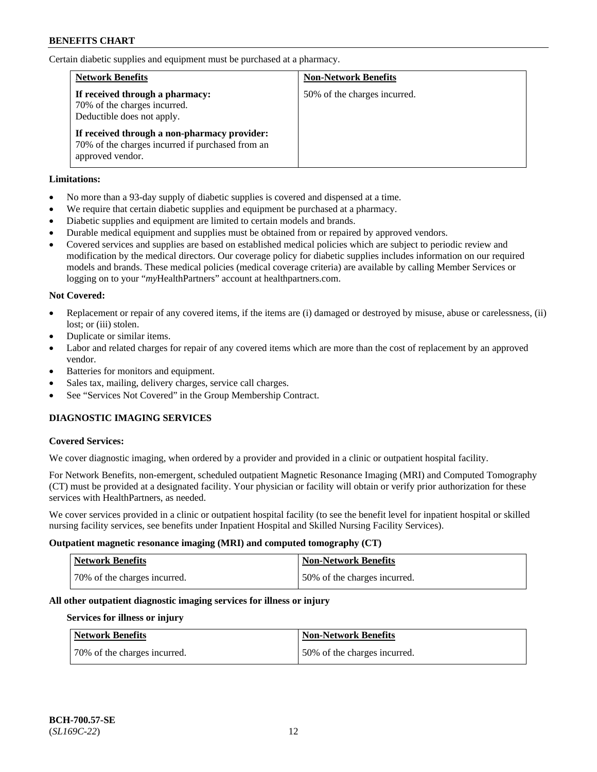Certain diabetic supplies and equipment must be purchased at a pharmacy.

| Network Benefits | Non-Network Benefits |
| --- | --- |
| **If received through a pharmacy:** 70% of the charges incurred. Deductible does not apply. **If received through a non-pharmacy provider:** 70% of the charges incurred if purchased from an approved vendor. | 50% of the charges incurred. |

**Limitations:**

- No more than a 93-day supply of diabetic supplies is covered and dispensed at a time.
- We require that certain diabetic supplies and equipment be purchased at a pharmacy.
- Diabetic supplies and equipment are limited to certain models and brands.
- Durable medical equipment and supplies must be obtained from or repaired by approved vendors.
- Covered services and supplies are based on established medical policies which are subject to periodic review and modification by the medical directors. Our coverage policy for diabetic supplies includes information on our required models and brands. These medical policies (medical coverage criteria) are available by calling Member Services or logging on to your "*my*HealthPartners" account at healthpartners.com.

**Not Covered:**

- Replacement or repair of any covered items, if the items are (i) damaged or destroyed by misuse, abuse or carelessness, (ii) lost; or (iii) stolen.
- Duplicate or similar items.
- Labor and related charges for repair of any covered items which are more than the cost of replacement by an approved vendor.
- Batteries for monitors and equipment.
- Sales tax, mailing, delivery charges, service call charges.
- See "Services Not Covered" in the Group Membership Contract.

**DIAGNOSTIC IMAGING SERVICES**

**Covered Services:**

We cover diagnostic imaging, when ordered by a provider and provided in a clinic or outpatient hospital facility.

For Network Benefits, non-emergent, scheduled outpatient Magnetic Resonance Imaging (MRI) and Computed Tomography (CT) must be provided at a designated facility. Your physician or facility will obtain or verify prior authorization for these services with HealthPartners, as needed.

We cover services provided in a clinic or outpatient hospital facility (to see the benefit level for inpatient hospital or skilled nursing facility services, see benefits under Inpatient Hospital and Skilled Nursing Facility Services).

**Outpatient magnetic resonance imaging (MRI) and computed tomography (CT)**

| Network Benefits | Non-Network Benefits |
| --- | --- |
| 70% of the charges incurred. | 50% of the charges incurred. |

**All other outpatient diagnostic imaging services for illness or injury**

**Services for illness or injury**

| Network Benefits | Non-Network Benefits |
| --- | --- |
| 70% of the charges incurred. | 50% of the charges incurred. |

**BCH-700.57-SE**
(*SL169C-22*)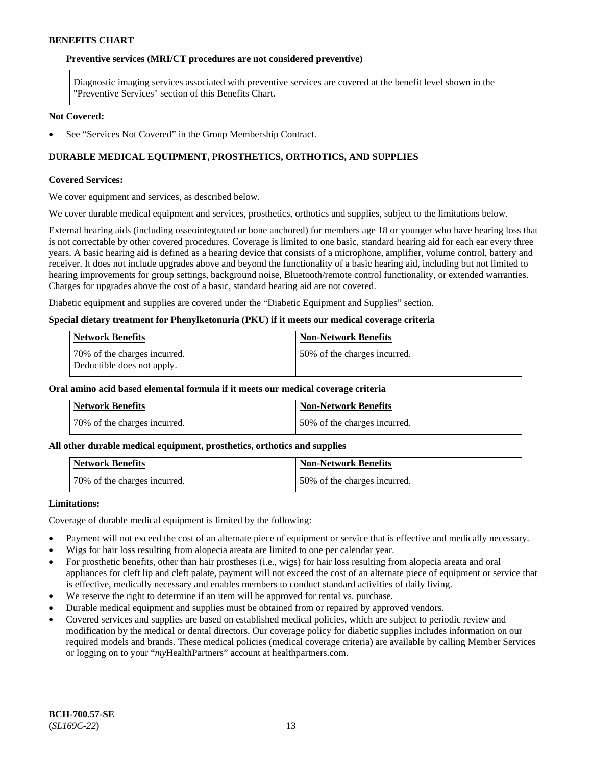**Preventive services (MRI/CT procedures are not considered preventive)**

Diagnostic imaging services associated with preventive services are covered at the benefit level shown in the "Preventive Services" section of this Benefits Chart.

**Not Covered:**

- See "Services Not Covered" in the Group Membership Contract.

## DURABLE MEDICAL EQUIPMENT, PROSTHETICS, ORTHOTICS, AND SUPPLIES

**Covered Services:**

We cover equipment and services, as described below.

We cover durable medical equipment and services, prosthetics, orthotics and supplies, subject to the limitations below.

External hearing aids (including osseointegrated or bone anchored) for members age 18 or younger who have hearing loss that is not correctable by other covered procedures. Coverage is limited to one basic, standard hearing aid for each ear every three years. A basic hearing aid is defined as a hearing device that consists of a microphone, amplifier, volume control, battery and receiver. It does not include upgrades above and beyond the functionality of a basic hearing aid, including but not limited to hearing improvements for group settings, background noise, Bluetooth/remote control functionality, or extended warranties. Charges for upgrades above the cost of a basic, standard hearing aid are not covered.

Diabetic equipment and supplies are covered under the "Diabetic Equipment and Supplies" section.

**Special dietary treatment for Phenylketonuria (PKU) if it meets our medical coverage criteria**

| Network Benefits | Non-Network Benefits |
|---|---|
| 70% of the charges incurred. Deductible does not apply. | 50% of the charges incurred. |

**Oral amino acid based elemental formula if it meets our medical coverage criteria**

| Network Benefits | Non-Network Benefits |
|---|---|
| 70% of the charges incurred. | 50% of the charges incurred. |

**All other durable medical equipment, prosthetics, orthotics and supplies**

| Network Benefits | Non-Network Benefits |
|---|---|
| 70% of the charges incurred. | 50% of the charges incurred. |

**Limitations:**

Coverage of durable medical equipment is limited by the following:

- Payment will not exceed the cost of an alternate piece of equipment or service that is effective and medically necessary.
- Wigs for hair loss resulting from alopecia areata are limited to one per calendar year.
- For prosthetic benefits, other than hair prostheses (i.e., wigs) for hair loss resulting from alopecia areata and oral appliances for cleft lip and cleft palate, payment will not exceed the cost of an alternate piece of equipment or service that is effective, medically necessary and enables members to conduct standard activities of daily living.
- We reserve the right to determine if an item will be approved for rental vs. purchase.
- Durable medical equipment and supplies must be obtained from or repaired by approved vendors.
- Covered services and supplies are based on established medical policies, which are subject to periodic review and modification by the medical or dental directors. Our coverage policy for diabetic supplies includes information on our required models and brands. These medical policies (medical coverage criteria) are available by calling Member Services or logging on to your "*my*HealthPartners" account at healthpartners.com.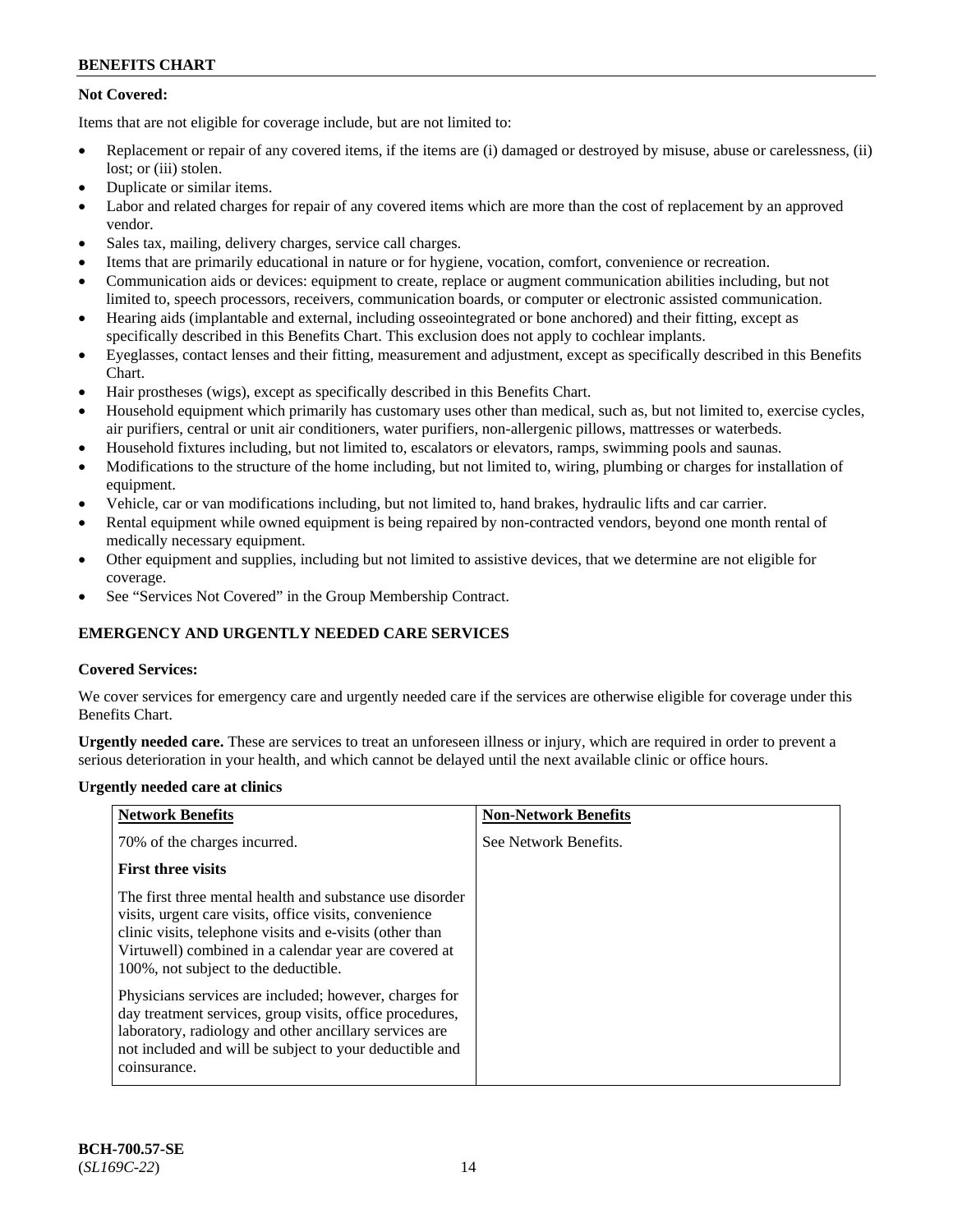**Not Covered:**

Items that are not eligible for coverage include, but are not limited to:

- Replacement or repair of any covered items, if the items are (i) damaged or destroyed by misuse, abuse or carelessness, (ii) lost; or (iii) stolen.
- Duplicate or similar items.
- Labor and related charges for repair of any covered items which are more than the cost of replacement by an approved vendor.
- Sales tax, mailing, delivery charges, service call charges.
- Items that are primarily educational in nature or for hygiene, vocation, comfort, convenience or recreation.
- Communication aids or devices: equipment to create, replace or augment communication abilities including, but not limited to, speech processors, receivers, communication boards, or computer or electronic assisted communication.
- Hearing aids (implantable and external, including osseointegrated or bone anchored) and their fitting, except as specifically described in this Benefits Chart. This exclusion does not apply to cochlear implants.
- Eyeglasses, contact lenses and their fitting, measurement and adjustment, except as specifically described in this Benefits Chart.
- Hair prostheses (wigs), except as specifically described in this Benefits Chart.
- Household equipment which primarily has customary uses other than medical, such as, but not limited to, exercise cycles, air purifiers, central or unit air conditioners, water purifiers, non-allergenic pillows, mattresses or waterbeds.
- Household fixtures including, but not limited to, escalators or elevators, ramps, swimming pools and saunas.
- Modifications to the structure of the home including, but not limited to, wiring, plumbing or charges for installation of equipment.
- Vehicle, car or van modifications including, but not limited to, hand brakes, hydraulic lifts and car carrier.
- Rental equipment while owned equipment is being repaired by non-contracted vendors, beyond one month rental of medically necessary equipment.
- Other equipment and supplies, including but not limited to assistive devices, that we determine are not eligible for coverage.
- See "Services Not Covered" in the Group Membership Contract.

## EMERGENCY AND URGENTLY NEEDED CARE SERVICES

**Covered Services:**

We cover services for emergency care and urgently needed care if the services are otherwise eligible for coverage under this Benefits Chart.

**Urgently needed care.** These are services to treat an unforeseen illness or injury, which are required in order to prevent a serious deterioration in your health, and which cannot be delayed until the next available clinic or office hours.

**Urgently needed care at clinics**

| Network Benefits | Non-Network Benefits |
|---|---|
| 70% of the charges incurred.<br><br>**First three visits**<br><br>The first three mental health and substance use disorder visits, urgent care visits, office visits, convenience clinic visits, telephone visits and e-visits (other than Virtuwell) combined in a calendar year are covered at 100%, not subject to the deductible.<br><br>Physicians services are included; however, charges for day treatment services, group visits, office procedures, laboratory, radiology and other ancillary services are not included and will be subject to your deductible and coinsurance. | See Network Benefits. |

BCH-700.57-SE
(*SL169C-22*)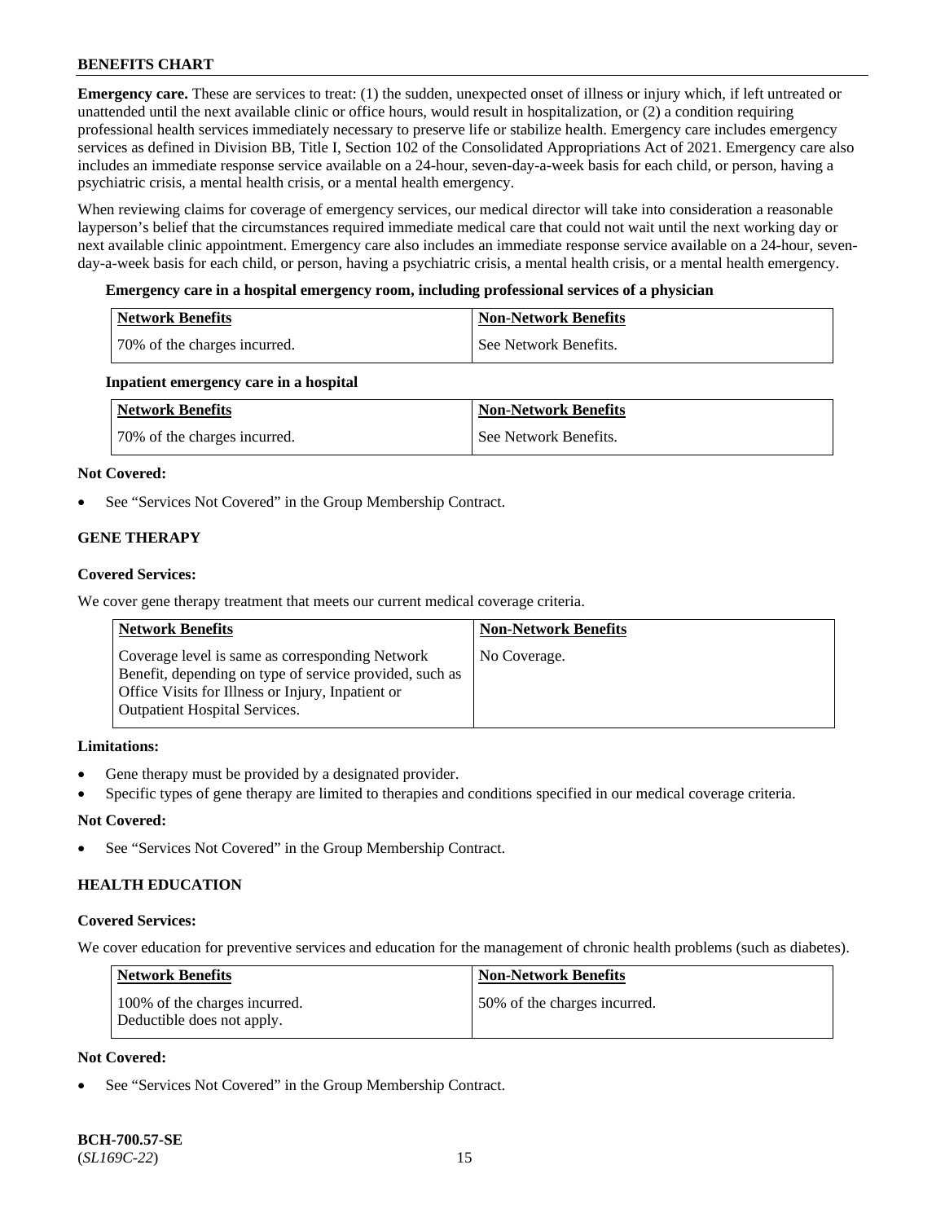**Emergency care.** These are services to treat: (1) the sudden, unexpected onset of illness or injury which, if left untreated or unattended until the next available clinic or office hours, would result in hospitalization, or (2) a condition requiring professional health services immediately necessary to preserve life or stabilize health. Emergency care includes emergency services as defined in Division BB, Title I, Section 102 of the Consolidated Appropriations Act of 2021. Emergency care also includes an immediate response service available on a 24-hour, seven-day-a-week basis for each child, or person, having a psychiatric crisis, a mental health crisis, or a mental health emergency.

When reviewing claims for coverage of emergency services, our medical director will take into consideration a reasonable layperson's belief that the circumstances required immediate medical care that could not wait until the next working day or next available clinic appointment. Emergency care also includes an immediate response service available on a 24-hour, seven-day-a-week basis for each child, or person, having a psychiatric crisis, a mental health crisis, or a mental health emergency.

**Emergency care in a hospital emergency room, including professional services of a physician**

| Network Benefits | Non-Network Benefits |
|---|---|
| 70% of the charges incurred. | See Network Benefits. |

**Inpatient emergency care in a hospital**

| Network Benefits | Non-Network Benefits |
|---|---|
| 70% of the charges incurred. | See Network Benefits. |

**Not Covered:**

- See "Services Not Covered" in the Group Membership Contract.

## GENE THERAPY

**Covered Services:**

We cover gene therapy treatment that meets our current medical coverage criteria.

| Network Benefits | Non-Network Benefits |
|---|---|
| Coverage level is same as corresponding Network Benefit, depending on type of service provided, such as Office Visits for Illness or Injury, Inpatient or Outpatient Hospital Services. | No Coverage. |

**Limitations:**

- Gene therapy must be provided by a designated provider.
- Specific types of gene therapy are limited to therapies and conditions specified in our medical coverage criteria.

**Not Covered:**

- See "Services Not Covered" in the Group Membership Contract.

## HEALTH EDUCATION

**Covered Services:**

We cover education for preventive services and education for the management of chronic health problems (such as diabetes).

| Network Benefits | Non-Network Benefits |
|---|---|
| 100% of the charges incurred. Deductible does not apply. | 50% of the charges incurred. |

**Not Covered:**

- See "Services Not Covered" in the Group Membership Contract.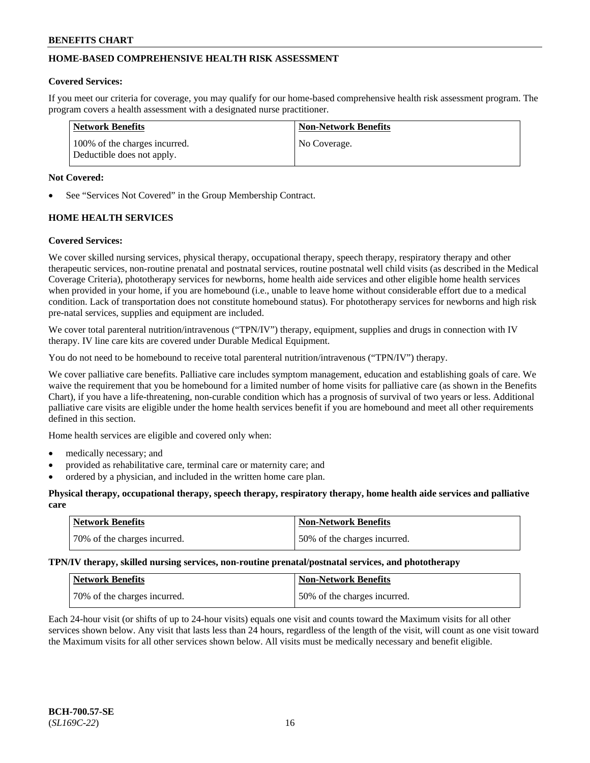## HOME-BASED COMPREHENSIVE HEALTH RISK ASSESSMENT

**Covered Services:**

If you meet our criteria for coverage, you may qualify for our home-based comprehensive health risk assessment program. The program covers a health assessment with a designated nurse practitioner.

| Network Benefits | Non-Network Benefits |
| --- | --- |
| 100% of the charges incurred. Deductible does not apply. | No Coverage. |

**Not Covered:**

- See "Services Not Covered" in the Group Membership Contract.

## HOME HEALTH SERVICES

**Covered Services:**

We cover skilled nursing services, physical therapy, occupational therapy, speech therapy, respiratory therapy and other therapeutic services, non-routine prenatal and postnatal services, routine postnatal well child visits (as described in the Medical Coverage Criteria), phototherapy services for newborns, home health aide services and other eligible home health services when provided in your home, if you are homebound (i.e., unable to leave home without considerable effort due to a medical condition. Lack of transportation does not constitute homebound status). For phototherapy services for newborns and high risk pre-natal services, supplies and equipment are included.

We cover total parenteral nutrition/intravenous ("TPN/IV") therapy, equipment, supplies and drugs in connection with IV therapy. IV line care kits are covered under Durable Medical Equipment.

You do not need to be homebound to receive total parenteral nutrition/intravenous ("TPN/IV") therapy.

We cover palliative care benefits. Palliative care includes symptom management, education and establishing goals of care. We waive the requirement that you be homebound for a limited number of home visits for palliative care (as shown in the Benefits Chart), if you have a life-threatening, non-curable condition which has a prognosis of survival of two years or less. Additional palliative care visits are eligible under the home health services benefit if you are homebound and meet all other requirements defined in this section.

Home health services are eligible and covered only when:

- medically necessary; and
- provided as rehabilitative care, terminal care or maternity care; and
- ordered by a physician, and included in the written home care plan.

**Physical therapy, occupational therapy, speech therapy, respiratory therapy, home health aide services and palliative care**

| Network Benefits | Non-Network Benefits |
| --- | --- |
| 70% of the charges incurred. | 50% of the charges incurred. |

**TPN/IV therapy, skilled nursing services, non-routine prenatal/postnatal services, and phototherapy**

| Network Benefits | Non-Network Benefits |
| --- | --- |
| 70% of the charges incurred. | 50% of the charges incurred. |

Each 24-hour visit (or shifts of up to 24-hour visits) equals one visit and counts toward the Maximum visits for all other services shown below. Any visit that lasts less than 24 hours, regardless of the length of the visit, will count as one visit toward the Maximum visits for all other services shown below. All visits must be medically necessary and benefit eligible.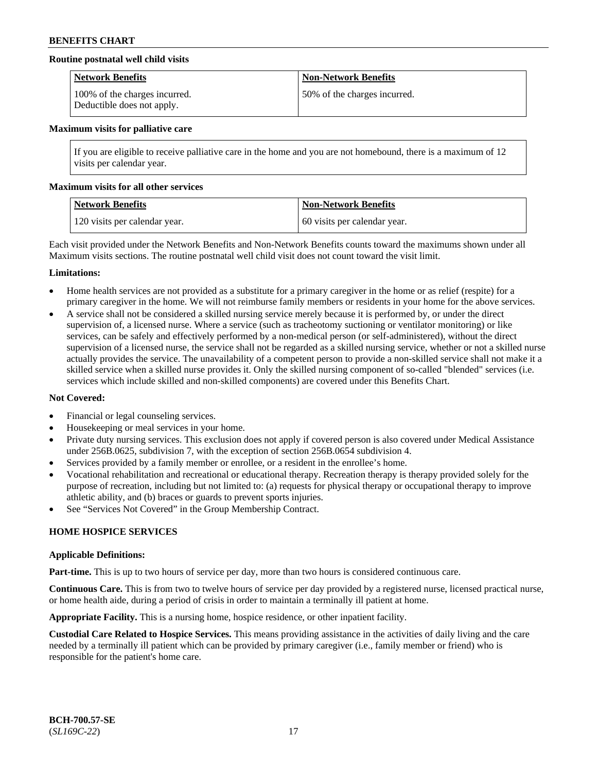**Routine postnatal well child visits**

| Network Benefits | Non-Network Benefits |
|---|---|
| 100% of the charges incurred. Deductible does not apply. | 50% of the charges incurred. |

**Maximum visits for palliative care**

| If you are eligible to receive palliative care in the home and you are not homebound, there is a maximum of 12 visits per calendar year. |
|---|

**Maximum visits for all other services**

| Network Benefits | Non-Network Benefits |
|---|---|
| 120 visits per calendar year. | 60 visits per calendar year. |

Each visit provided under the Network Benefits and Non-Network Benefits counts toward the maximums shown under all Maximum visits sections. The routine postnatal well child visit does not count toward the visit limit.

**Limitations:**

- Home health services are not provided as a substitute for a primary caregiver in the home or as relief (respite) for a primary caregiver in the home. We will not reimburse family members or residents in your home for the above services.
- A service shall not be considered a skilled nursing service merely because it is performed by, or under the direct supervision of, a licensed nurse. Where a service (such as tracheotomy suctioning or ventilator monitoring) or like services, can be safely and effectively performed by a non-medical person (or self-administered), without the direct supervision of a licensed nurse, the service shall not be regarded as a skilled nursing service, whether or not a skilled nurse actually provides the service. The unavailability of a competent person to provide a non-skilled service shall not make it a skilled service when a skilled nurse provides it. Only the skilled nursing component of so-called "blended" services (i.e. services which include skilled and non-skilled components) are covered under this Benefits Chart.

**Not Covered:**

- Financial or legal counseling services.
- Housekeeping or meal services in your home.
- Private duty nursing services. This exclusion does not apply if covered person is also covered under Medical Assistance under 256B.0625, subdivision 7, with the exception of section 256B.0654 subdivision 4.
- Services provided by a family member or enrollee, or a resident in the enrollee's home.
- Vocational rehabilitation and recreational or educational therapy. Recreation therapy is therapy provided solely for the purpose of recreation, including but not limited to: (a) requests for physical therapy or occupational therapy to improve athletic ability, and (b) braces or guards to prevent sports injuries.
- See "Services Not Covered" in the Group Membership Contract.

## HOME HOSPICE SERVICES

**Applicable Definitions:**

**Part-time.** This is up to two hours of service per day, more than two hours is considered continuous care.

**Continuous Care.** This is from two to twelve hours of service per day provided by a registered nurse, licensed practical nurse, or home health aide, during a period of crisis in order to maintain a terminally ill patient at home.

**Appropriate Facility.** This is a nursing home, hospice residence, or other inpatient facility.

**Custodial Care Related to Hospice Services.** This means providing assistance in the activities of daily living and the care needed by a terminally ill patient which can be provided by primary caregiver (i.e., family member or friend) who is responsible for the patient's home care.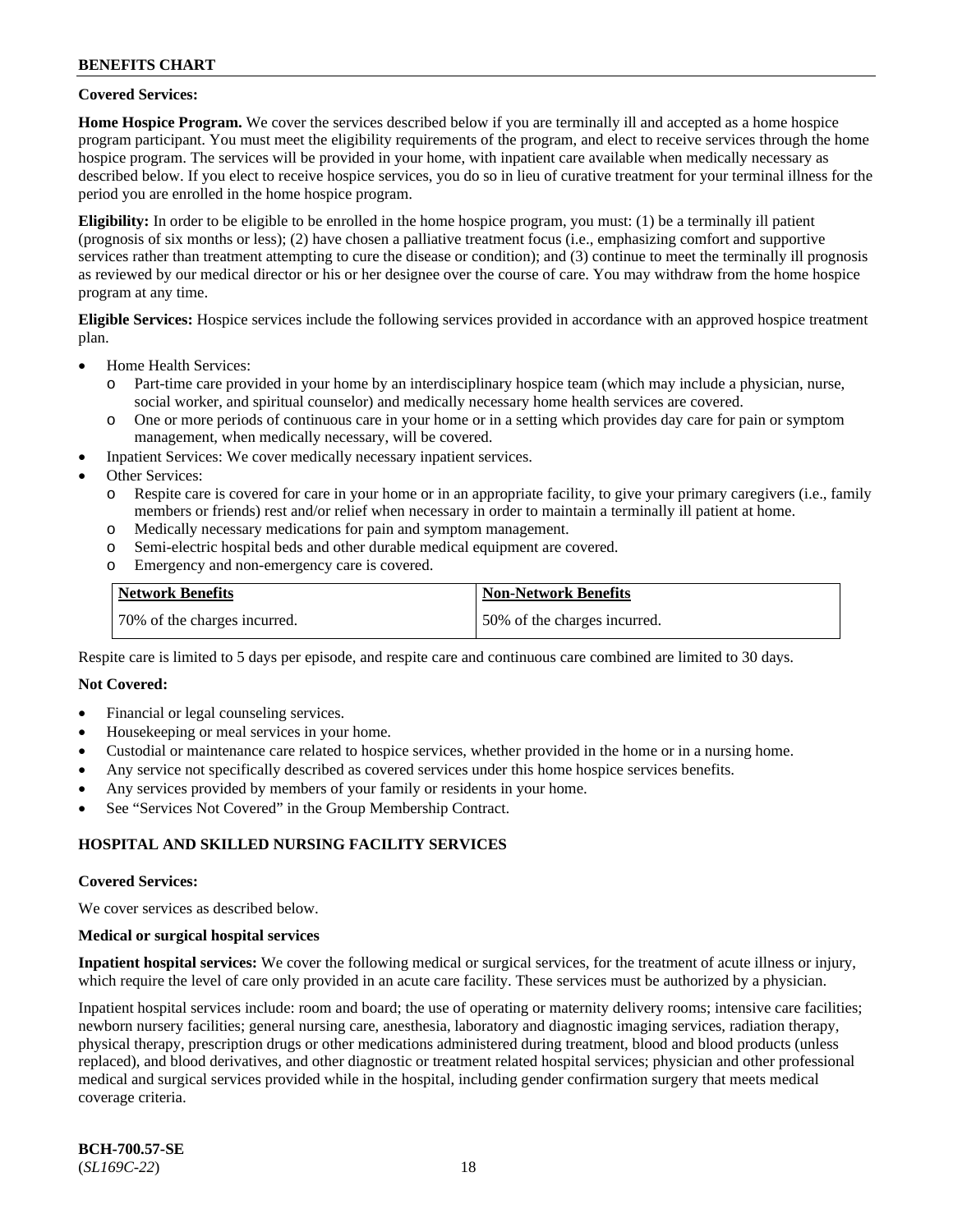**Covered Services:**

**Home Hospice Program.** We cover the services described below if you are terminally ill and accepted as a home hospice program participant. You must meet the eligibility requirements of the program, and elect to receive services through the home hospice program. The services will be provided in your home, with inpatient care available when medically necessary as described below. If you elect to receive hospice services, you do so in lieu of curative treatment for your terminal illness for the period you are enrolled in the home hospice program.

**Eligibility:** In order to be eligible to be enrolled in the home hospice program, you must: (1) be a terminally ill patient (prognosis of six months or less); (2) have chosen a palliative treatment focus (i.e., emphasizing comfort and supportive services rather than treatment attempting to cure the disease or condition); and (3) continue to meet the terminally ill prognosis as reviewed by our medical director or his or her designee over the course of care. You may withdraw from the home hospice program at any time.

**Eligible Services:** Hospice services include the following services provided in accordance with an approved hospice treatment plan.

- Home Health Services:
  - Part-time care provided in your home by an interdisciplinary hospice team (which may include a physician, nurse, social worker, and spiritual counselor) and medically necessary home health services are covered.
  - One or more periods of continuous care in your home or in a setting which provides day care for pain or symptom management, when medically necessary, will be covered.
- Inpatient Services: We cover medically necessary inpatient services.
- Other Services:
  - Respite care is covered for care in your home or in an appropriate facility, to give your primary caregivers (i.e., family members or friends) rest and/or relief when necessary in order to maintain a terminally ill patient at home.
  - Medically necessary medications for pain and symptom management.
  - Semi-electric hospital beds and other durable medical equipment are covered.
  - Emergency and non-emergency care is covered.

| Network Benefits | Non-Network Benefits |
|---|---|
| 70% of the charges incurred. | 50% of the charges incurred. |

Respite care is limited to 5 days per episode, and respite care and continuous care combined are limited to 30 days.

**Not Covered:**

- Financial or legal counseling services.
- Housekeeping or meal services in your home.
- Custodial or maintenance care related to hospice services, whether provided in the home or in a nursing home.
- Any service not specifically described as covered services under this home hospice services benefits.
- Any services provided by members of your family or residents in your home.
- See "Services Not Covered" in the Group Membership Contract.

## HOSPITAL AND SKILLED NURSING FACILITY SERVICES

**Covered Services:**

We cover services as described below.

**Medical or surgical hospital services**

**Inpatient hospital services:** We cover the following medical or surgical services, for the treatment of acute illness or injury, which require the level of care only provided in an acute care facility. These services must be authorized by a physician.

Inpatient hospital services include: room and board; the use of operating or maternity delivery rooms; intensive care facilities; newborn nursery facilities; general nursing care, anesthesia, laboratory and diagnostic imaging services, radiation therapy, physical therapy, prescription drugs or other medications administered during treatment, blood and blood products (unless replaced), and blood derivatives, and other diagnostic or treatment related hospital services; physician and other professional medical and surgical services provided while in the hospital, including gender confirmation surgery that meets medical coverage criteria.

**BCH-700.57-SE**
(*SL169C-22*)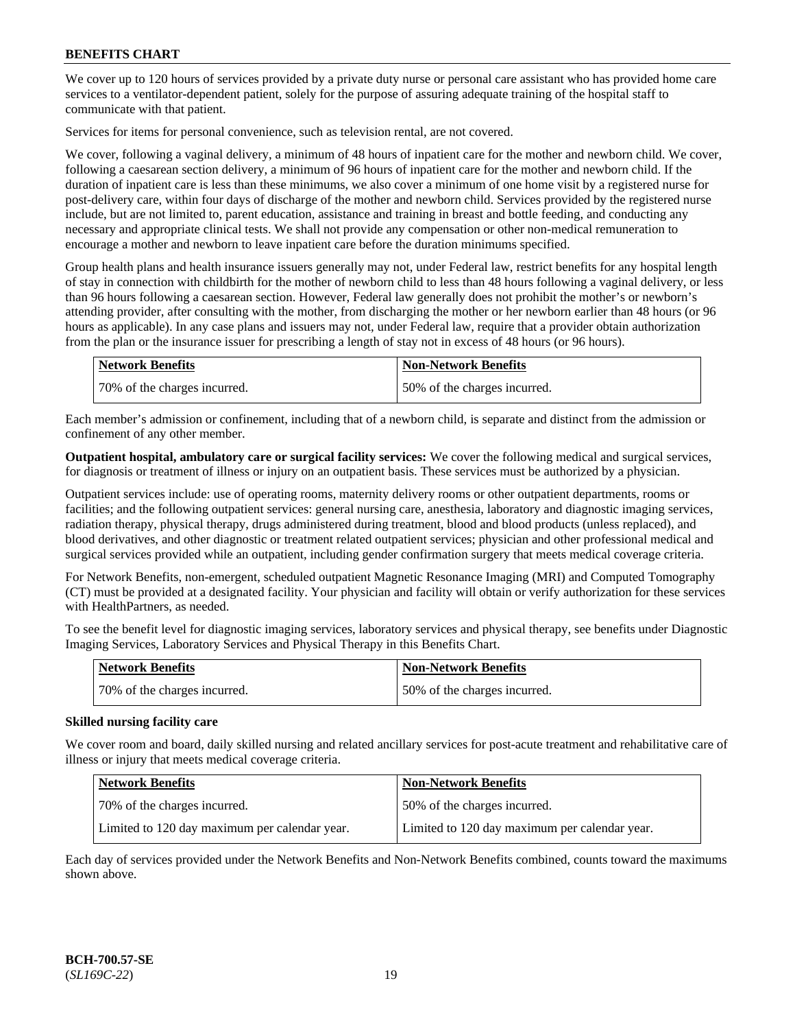We cover up to 120 hours of services provided by a private duty nurse or personal care assistant who has provided home care services to a ventilator-dependent patient, solely for the purpose of assuring adequate training of the hospital staff to communicate with that patient.

Services for items for personal convenience, such as television rental, are not covered.

We cover, following a vaginal delivery, a minimum of 48 hours of inpatient care for the mother and newborn child. We cover, following a caesarean section delivery, a minimum of 96 hours of inpatient care for the mother and newborn child. If the duration of inpatient care is less than these minimums, we also cover a minimum of one home visit by a registered nurse for post-delivery care, within four days of discharge of the mother and newborn child. Services provided by the registered nurse include, but are not limited to, parent education, assistance and training in breast and bottle feeding, and conducting any necessary and appropriate clinical tests. We shall not provide any compensation or other non-medical remuneration to encourage a mother and newborn to leave inpatient care before the duration minimums specified.

Group health plans and health insurance issuers generally may not, under Federal law, restrict benefits for any hospital length of stay in connection with childbirth for the mother of newborn child to less than 48 hours following a vaginal delivery, or less than 96 hours following a caesarean section. However, Federal law generally does not prohibit the mother's or newborn's attending provider, after consulting with the mother, from discharging the mother or her newborn earlier than 48 hours (or 96 hours as applicable). In any case plans and issuers may not, under Federal law, require that a provider obtain authorization from the plan or the insurance issuer for prescribing a length of stay not in excess of 48 hours (or 96 hours).

| Network Benefits | Non-Network Benefits |
|---|---|
| 70% of the charges incurred. | 50% of the charges incurred. |

Each member's admission or confinement, including that of a newborn child, is separate and distinct from the admission or confinement of any other member.

**Outpatient hospital, ambulatory care or surgical facility services:** We cover the following medical and surgical services, for diagnosis or treatment of illness or injury on an outpatient basis. These services must be authorized by a physician.

Outpatient services include: use of operating rooms, maternity delivery rooms or other outpatient departments, rooms or facilities; and the following outpatient services: general nursing care, anesthesia, laboratory and diagnostic imaging services, radiation therapy, physical therapy, drugs administered during treatment, blood and blood products (unless replaced), and blood derivatives, and other diagnostic or treatment related outpatient services; physician and other professional medical and surgical services provided while an outpatient, including gender confirmation surgery that meets medical coverage criteria.

For Network Benefits, non-emergent, scheduled outpatient Magnetic Resonance Imaging (MRI) and Computed Tomography (CT) must be provided at a designated facility. Your physician and facility will obtain or verify authorization for these services with HealthPartners, as needed.

To see the benefit level for diagnostic imaging services, laboratory services and physical therapy, see benefits under Diagnostic Imaging Services, Laboratory Services and Physical Therapy in this Benefits Chart.

| Network Benefits | Non-Network Benefits |
|---|---|
| 70% of the charges incurred. | 50% of the charges incurred. |

**Skilled nursing facility care**

We cover room and board, daily skilled nursing and related ancillary services for post-acute treatment and rehabilitative care of illness or injury that meets medical coverage criteria.

| Network Benefits | Non-Network Benefits |
|---|---|
| 70% of the charges incurred. | 50% of the charges incurred. |
| Limited to 120 day maximum per calendar year. | Limited to 120 day maximum per calendar year. |

Each day of services provided under the Network Benefits and Non-Network Benefits combined, counts toward the maximums shown above.

**BCH-700.57-SE**
(*SL169C-22*)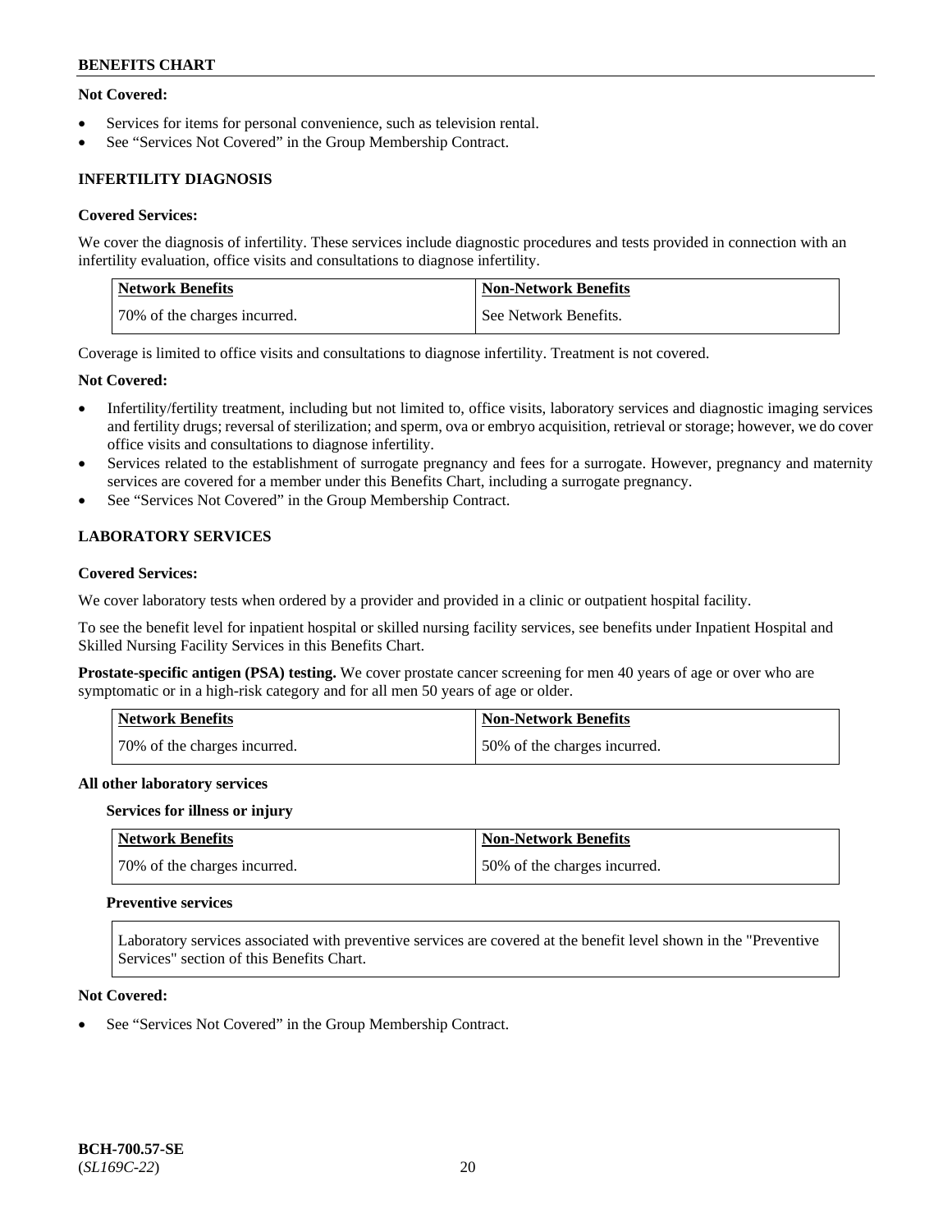**Not Covered:**

- Services for items for personal convenience, such as television rental.
- See "Services Not Covered" in the Group Membership Contract.

### INFERTILITY DIAGNOSIS

**Covered Services:**

We cover the diagnosis of infertility. These services include diagnostic procedures and tests provided in connection with an infertility evaluation, office visits and consultations to diagnose infertility.

| Network Benefits | Non-Network Benefits |
|---|---|
| 70% of the charges incurred. | See Network Benefits. |

Coverage is limited to office visits and consultations to diagnose infertility. Treatment is not covered.

**Not Covered:**

- Infertility/fertility treatment, including but not limited to, office visits, laboratory services and diagnostic imaging services and fertility drugs; reversal of sterilization; and sperm, ova or embryo acquisition, retrieval or storage; however, we do cover office visits and consultations to diagnose infertility.
- Services related to the establishment of surrogate pregnancy and fees for a surrogate. However, pregnancy and maternity services are covered for a member under this Benefits Chart, including a surrogate pregnancy.
- See "Services Not Covered" in the Group Membership Contract.

### LABORATORY SERVICES

**Covered Services:**

We cover laboratory tests when ordered by a provider and provided in a clinic or outpatient hospital facility.

To see the benefit level for inpatient hospital or skilled nursing facility services, see benefits under Inpatient Hospital and Skilled Nursing Facility Services in this Benefits Chart.

**Prostate-specific antigen (PSA) testing.** We cover prostate cancer screening for men 40 years of age or over who are symptomatic or in a high-risk category and for all men 50 years of age or older.

| Network Benefits | Non-Network Benefits |
|---|---|
| 70% of the charges incurred. | 50% of the charges incurred. |

**All other laboratory services**

**Services for illness or injury**

| Network Benefits | Non-Network Benefits |
|---|---|
| 70% of the charges incurred. | 50% of the charges incurred. |

**Preventive services**

Laboratory services associated with preventive services are covered at the benefit level shown in the "Preventive Services" section of this Benefits Chart.

**Not Covered:**

- See "Services Not Covered" in the Group Membership Contract.

BCH-700.57-SE
(*SL169C-22*)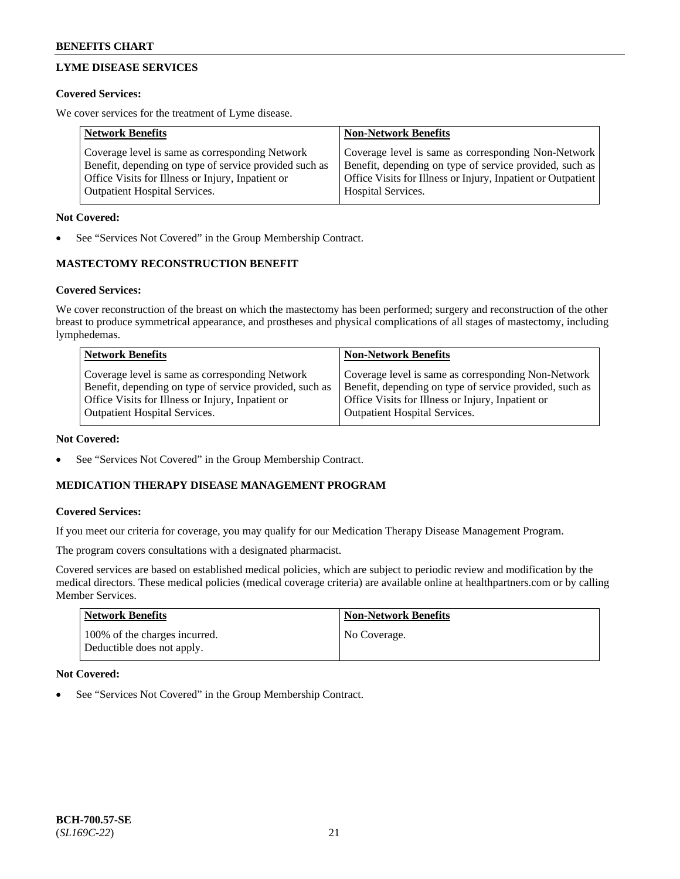## LYME DISEASE SERVICES

**Covered Services:**

We cover services for the treatment of Lyme disease.

| Network Benefits | Non-Network Benefits |
| --- | --- |
| Coverage level is same as corresponding Network Benefit, depending on type of service provided such as Office Visits for Illness or Injury, Inpatient or Outpatient Hospital Services. | Coverage level is same as corresponding Non-Network Benefit, depending on type of service provided, such as Office Visits for Illness or Injury, Inpatient or Outpatient Hospital Services. |

**Not Covered:**

- See "Services Not Covered" in the Group Membership Contract.

## MASTECTOMY RECONSTRUCTION BENEFIT

**Covered Services:**

We cover reconstruction of the breast on which the mastectomy has been performed; surgery and reconstruction of the other breast to produce symmetrical appearance, and prostheses and physical complications of all stages of mastectomy, including lymphedemas.

| Network Benefits | Non-Network Benefits |
| --- | --- |
| Coverage level is same as corresponding Network Benefit, depending on type of service provided, such as Office Visits for Illness or Injury, Inpatient or Outpatient Hospital Services. | Coverage level is same as corresponding Non-Network Benefit, depending on type of service provided, such as Office Visits for Illness or Injury, Inpatient or Outpatient Hospital Services. |

**Not Covered:**

- See "Services Not Covered" in the Group Membership Contract.

## MEDICATION THERAPY DISEASE MANAGEMENT PROGRAM

**Covered Services:**

If you meet our criteria for coverage, you may qualify for our Medication Therapy Disease Management Program.

The program covers consultations with a designated pharmacist.

Covered services are based on established medical policies, which are subject to periodic review and modification by the medical directors. These medical policies (medical coverage criteria) are available online at healthpartners.com or by calling Member Services.

| Network Benefits | Non-Network Benefits |
| --- | --- |
| 100% of the charges incurred. Deductible does not apply. | No Coverage. |

**Not Covered:**

- See "Services Not Covered" in the Group Membership Contract.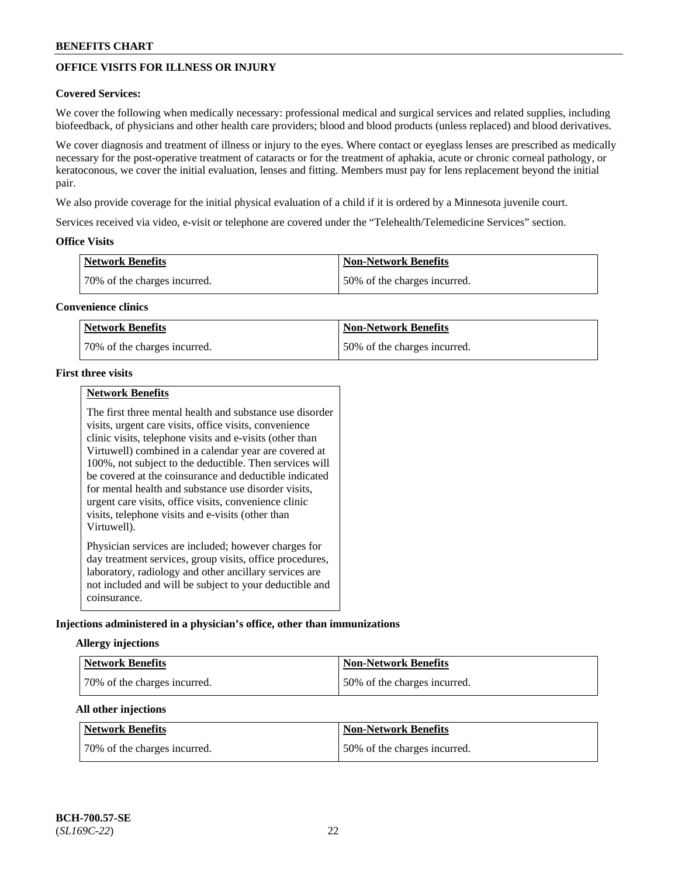## OFFICE VISITS FOR ILLNESS OR INJURY

**Covered Services:**

We cover the following when medically necessary: professional medical and surgical services and related supplies, including biofeedback, of physicians and other health care providers; blood and blood products (unless replaced) and blood derivatives.

We cover diagnosis and treatment of illness or injury to the eyes. Where contact or eyeglass lenses are prescribed as medically necessary for the post-operative treatment of cataracts or for the treatment of aphakia, acute or chronic corneal pathology, or keratoconous, we cover the initial evaluation, lenses and fitting. Members must pay for lens replacement beyond the initial pair.

We also provide coverage for the initial physical evaluation of a child if it is ordered by a Minnesota juvenile court.

Services received via video, e-visit or telephone are covered under the "Telehealth/Telemedicine Services" section.

### Office Visits

| Network Benefits | Non-Network Benefits |
|---|---|
| 70% of the charges incurred. | 50% of the charges incurred. |

### Convenience clinics

| Network Benefits | Non-Network Benefits |
|---|---|
| 70% of the charges incurred. | 50% of the charges incurred. |

### First three visits

| Network Benefits |
|---|
| The first three mental health and substance use disorder visits, urgent care visits, office visits, convenience clinic visits, telephone visits and e-visits (other than Virtuwell) combined in a calendar year are covered at 100%, not subject to the deductible. Then services will be covered at the coinsurance and deductible indicated for mental health and substance use disorder visits, urgent care visits, office visits, convenience clinic visits, telephone visits and e-visits (other than Virtuwell).<br><br>Physician services are included; however charges for day treatment services, group visits, office procedures, laboratory, radiology and other ancillary services are not included and will be subject to your deductible and coinsurance. |

### Injections administered in a physician's office, other than immunizations

#### Allergy injections

| Network Benefits | Non-Network Benefits |
|---|---|
| 70% of the charges incurred. | 50% of the charges incurred. |

#### All other injections

| Network Benefits | Non-Network Benefits |
|---|---|
| 70% of the charges incurred. | 50% of the charges incurred. |

BCH-700.57-SE
(*SL169C-22*)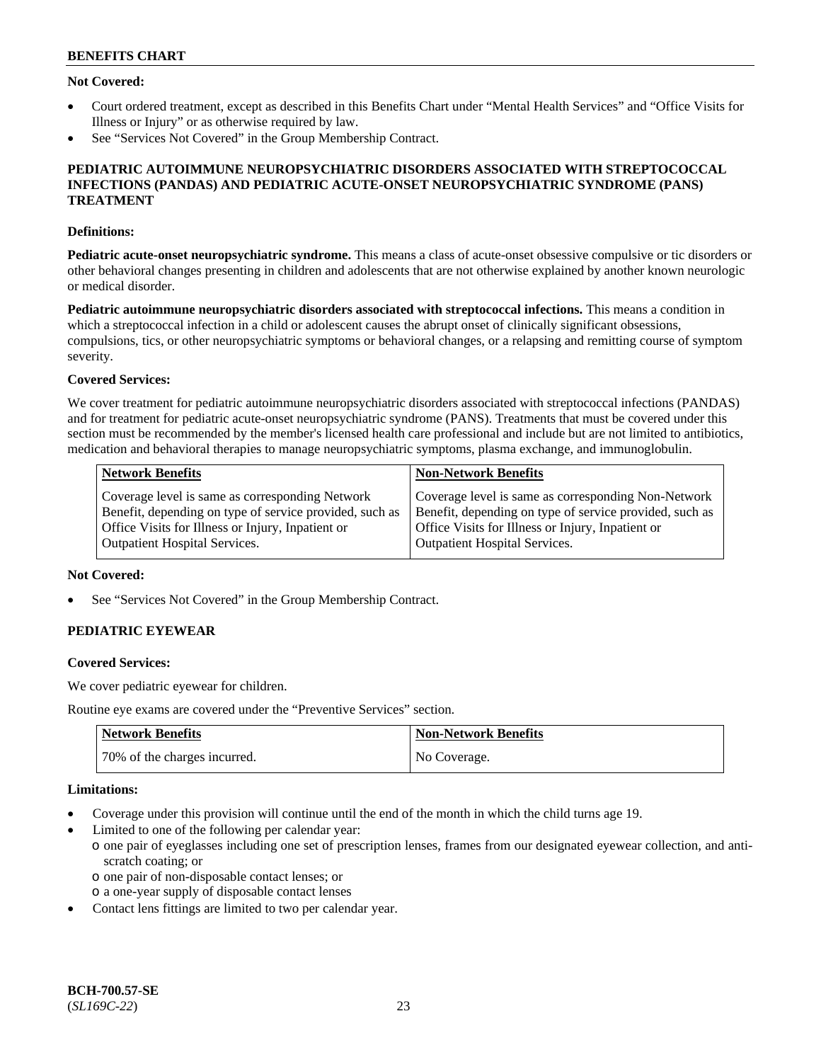**Not Covered:**

- Court ordered treatment, except as described in this Benefits Chart under "Mental Health Services" and "Office Visits for Illness or Injury" or as otherwise required by law.
- See "Services Not Covered" in the Group Membership Contract.

## PEDIATRIC AUTOIMMUNE NEUROPSYCHIATRIC DISORDERS ASSOCIATED WITH STREPTOCOCCAL INFECTIONS (PANDAS) AND PEDIATRIC ACUTE-ONSET NEUROPSYCHIATRIC SYNDROME (PANS) TREATMENT

**Definitions:**

**Pediatric acute-onset neuropsychiatric syndrome.** This means a class of acute-onset obsessive compulsive or tic disorders or other behavioral changes presenting in children and adolescents that are not otherwise explained by another known neurologic or medical disorder.

**Pediatric autoimmune neuropsychiatric disorders associated with streptococcal infections.** This means a condition in which a streptococcal infection in a child or adolescent causes the abrupt onset of clinically significant obsessions, compulsions, tics, or other neuropsychiatric symptoms or behavioral changes, or a relapsing and remitting course of symptom severity.

**Covered Services:**

We cover treatment for pediatric autoimmune neuropsychiatric disorders associated with streptococcal infections (PANDAS) and for treatment for pediatric acute-onset neuropsychiatric syndrome (PANS). Treatments that must be covered under this section must be recommended by the member's licensed health care professional and include but are not limited to antibiotics, medication and behavioral therapies to manage neuropsychiatric symptoms, plasma exchange, and immunoglobulin.

| Network Benefits | Non-Network Benefits |
|---|---|
| Coverage level is same as corresponding Network Benefit, depending on type of service provided, such as Office Visits for Illness or Injury, Inpatient or Outpatient Hospital Services. | Coverage level is same as corresponding Non-Network Benefit, depending on type of service provided, such as Office Visits for Illness or Injury, Inpatient or Outpatient Hospital Services. |

**Not Covered:**

- See "Services Not Covered" in the Group Membership Contract.

## PEDIATRIC EYEWEAR

**Covered Services:**

We cover pediatric eyewear for children.

Routine eye exams are covered under the "Preventive Services" section.

| Network Benefits | Non-Network Benefits |
|---|---|
| 70% of the charges incurred. | No Coverage. |

**Limitations:**

- Coverage under this provision will continue until the end of the month in which the child turns age 19.
- Limited to one of the following per calendar year:
  - one pair of eyeglasses including one set of prescription lenses, frames from our designated eyewear collection, and anti-scratch coating; or
  - one pair of non-disposable contact lenses; or
  - a one-year supply of disposable contact lenses
- Contact lens fittings are limited to two per calendar year.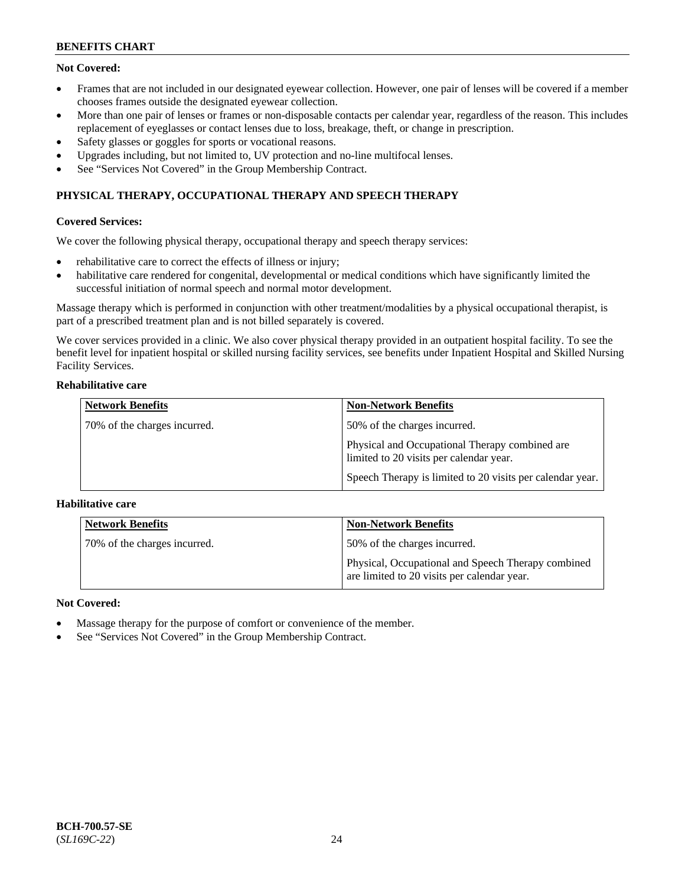**Not Covered:**

- Frames that are not included in our designated eyewear collection. However, one pair of lenses will be covered if a member chooses frames outside the designated eyewear collection.
- More than one pair of lenses or frames or non-disposable contacts per calendar year, regardless of the reason. This includes replacement of eyeglasses or contact lenses due to loss, breakage, theft, or change in prescription.
- Safety glasses or goggles for sports or vocational reasons.
- Upgrades including, but not limited to, UV protection and no-line multifocal lenses.
- See "Services Not Covered" in the Group Membership Contract.

## PHYSICAL THERAPY, OCCUPATIONAL THERAPY AND SPEECH THERAPY

**Covered Services:**

We cover the following physical therapy, occupational therapy and speech therapy services:

- rehabilitative care to correct the effects of illness or injury;
- habilitative care rendered for congenital, developmental or medical conditions which have significantly limited the successful initiation of normal speech and normal motor development.

Massage therapy which is performed in conjunction with other treatment/modalities by a physical occupational therapist, is part of a prescribed treatment plan and is not billed separately is covered.

We cover services provided in a clinic. We also cover physical therapy provided in an outpatient hospital facility. To see the benefit level for inpatient hospital or skilled nursing facility services, see benefits under Inpatient Hospital and Skilled Nursing Facility Services.

**Rehabilitative care**

| Network Benefits | Non-Network Benefits |
|---|---|
| 70% of the charges incurred. | 50% of the charges incurred.<br><br>Physical and Occupational Therapy combined are limited to 20 visits per calendar year.<br><br>Speech Therapy is limited to 20 visits per calendar year. |

**Habilitative care**

| Network Benefits | Non-Network Benefits |
|---|---|
| 70% of the charges incurred. | 50% of the charges incurred.<br><br>Physical, Occupational and Speech Therapy combined are limited to 20 visits per calendar year. |

**Not Covered:**

- Massage therapy for the purpose of comfort or convenience of the member.
- See "Services Not Covered" in the Group Membership Contract.

**BCH-700.57-SE**
(*SL169C-22*)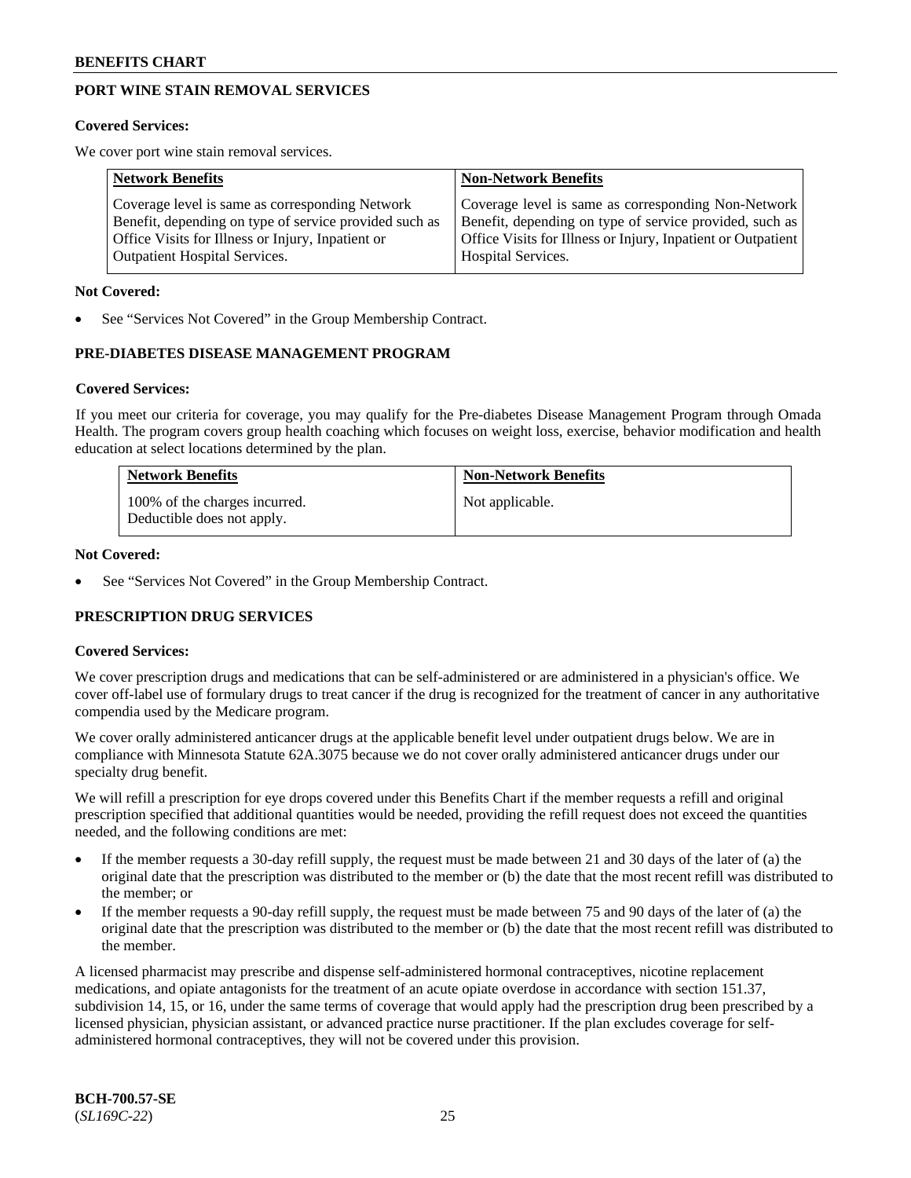## PORT WINE STAIN REMOVAL SERVICES

**Covered Services:**

We cover port wine stain removal services.

| Network Benefits | Non-Network Benefits |
| --- | --- |
| Coverage level is same as corresponding Network Benefit, depending on type of service provided such as Office Visits for Illness or Injury, Inpatient or Outpatient Hospital Services. | Coverage level is same as corresponding Non-Network Benefit, depending on type of service provided, such as Office Visits for Illness or Injury, Inpatient or Outpatient Hospital Services. |

**Not Covered:**

- See "Services Not Covered" in the Group Membership Contract.

## PRE-DIABETES DISEASE MANAGEMENT PROGRAM

**Covered Services:**

If you meet our criteria for coverage, you may qualify for the Pre-diabetes Disease Management Program through Omada Health. The program covers group health coaching which focuses on weight loss, exercise, behavior modification and health education at select locations determined by the plan.

| Network Benefits | Non-Network Benefits |
| --- | --- |
| 100% of the charges incurred. Deductible does not apply. | Not applicable. |

**Not Covered:**

- See "Services Not Covered" in the Group Membership Contract.

## PRESCRIPTION DRUG SERVICES

**Covered Services:**

We cover prescription drugs and medications that can be self-administered or are administered in a physician's office. We cover off-label use of formulary drugs to treat cancer if the drug is recognized for the treatment of cancer in any authoritative compendia used by the Medicare program.

We cover orally administered anticancer drugs at the applicable benefit level under outpatient drugs below. We are in compliance with Minnesota Statute 62A.3075 because we do not cover orally administered anticancer drugs under our specialty drug benefit.

We will refill a prescription for eye drops covered under this Benefits Chart if the member requests a refill and original prescription specified that additional quantities would be needed, providing the refill request does not exceed the quantities needed, and the following conditions are met:

- If the member requests a 30-day refill supply, the request must be made between 21 and 30 days of the later of (a) the original date that the prescription was distributed to the member or (b) the date that the most recent refill was distributed to the member; or
- If the member requests a 90-day refill supply, the request must be made between 75 and 90 days of the later of (a) the original date that the prescription was distributed to the member or (b) the date that the most recent refill was distributed to the member.

A licensed pharmacist may prescribe and dispense self-administered hormonal contraceptives, nicotine replacement medications, and opiate antagonists for the treatment of an acute opiate overdose in accordance with section 151.37, subdivision 14, 15, or 16, under the same terms of coverage that would apply had the prescription drug been prescribed by a licensed physician, physician assistant, or advanced practice nurse practitioner. If the plan excludes coverage for self-administered hormonal contraceptives, they will not be covered under this provision.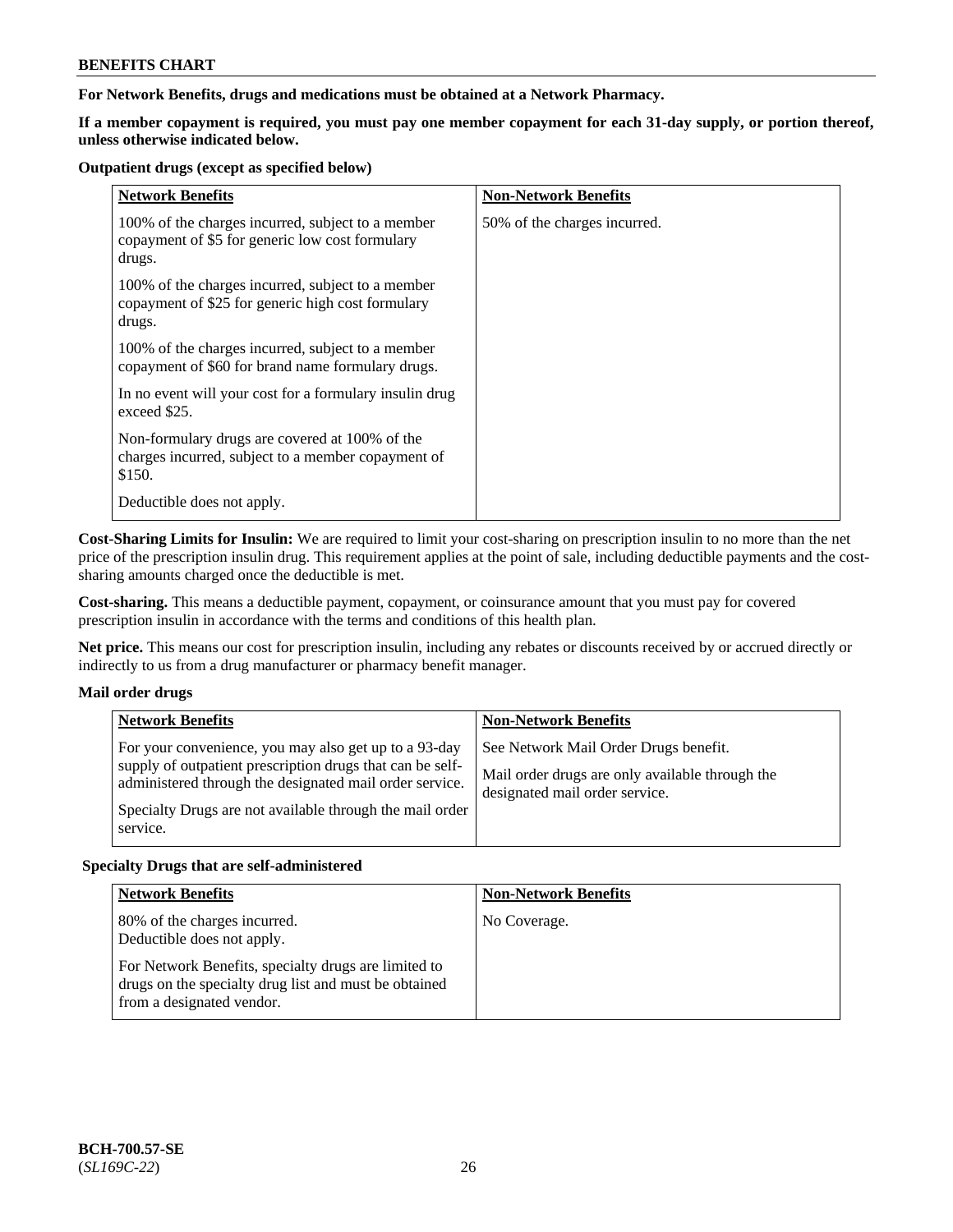**BENEFITS CHART**

**For Network Benefits, drugs and medications must be obtained at a Network Pharmacy.**

**If a member copayment is required, you must pay one member copayment for each 31-day supply, or portion thereof, unless otherwise indicated below.**

**Outpatient drugs (except as specified below)**

| Network Benefits | Non-Network Benefits |
|---|---|
| 100% of the charges incurred, subject to a member copayment of $5 for generic low cost formulary drugs.<br><br>100% of the charges incurred, subject to a member copayment of $25 for generic high cost formulary drugs.<br><br>100% of the charges incurred, subject to a member copayment of $60 for brand name formulary drugs.<br><br>In no event will your cost for a formulary insulin drug exceed $25.<br><br>Non-formulary drugs are covered at 100% of the charges incurred, subject to a member copayment of $150.<br><br>Deductible does not apply. | 50% of the charges incurred. |

**Cost-Sharing Limits for Insulin:** We are required to limit your cost-sharing on prescription insulin to no more than the net price of the prescription insulin drug. This requirement applies at the point of sale, including deductible payments and the cost-sharing amounts charged once the deductible is met.

**Cost-sharing.** This means a deductible payment, copayment, or coinsurance amount that you must pay for covered prescription insulin in accordance with the terms and conditions of this health plan.

**Net price.** This means our cost for prescription insulin, including any rebates or discounts received by or accrued directly or indirectly to us from a drug manufacturer or pharmacy benefit manager.

**Mail order drugs**

| Network Benefits | Non-Network Benefits |
|---|---|
| For your convenience, you may also get up to a 93-day supply of outpatient prescription drugs that can be self-administered through the designated mail order service.<br><br>Specialty Drugs are not available through the mail order service. | See Network Mail Order Drugs benefit.<br><br>Mail order drugs are only available through the designated mail order service. |

**Specialty Drugs that are self-administered**

| Network Benefits | Non-Network Benefits |
|---|---|
| 80% of the charges incurred.<br>Deductible does not apply.<br><br>For Network Benefits, specialty drugs are limited to drugs on the specialty drug list and must be obtained from a designated vendor. | No Coverage. |

**BCH-700.57-SE**
(*SL169C-22*)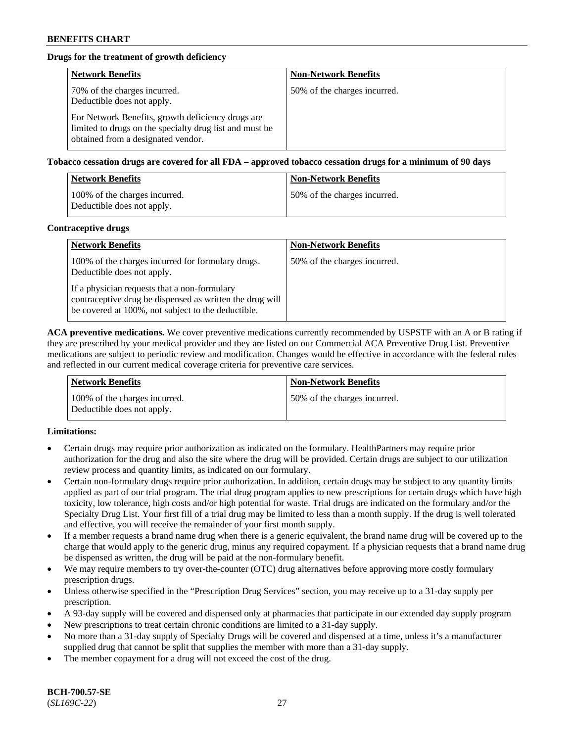**Drugs for the treatment of growth deficiency**

| Network Benefits | Non-Network Benefits |
|---|---|
| 70% of the charges incurred. Deductible does not apply.<br><br>For Network Benefits, growth deficiency drugs are limited to drugs on the specialty drug list and must be obtained from a designated vendor. | 50% of the charges incurred. |

**Tobacco cessation drugs are covered for all FDA – approved tobacco cessation drugs for a minimum of 90 days**

| Network Benefits | Non-Network Benefits |
|---|---|
| 100% of the charges incurred. Deductible does not apply. | 50% of the charges incurred. |

**Contraceptive drugs**

| Network Benefits | Non-Network Benefits |
|---|---|
| 100% of the charges incurred for formulary drugs. Deductible does not apply.<br><br>If a physician requests that a non-formulary contraceptive drug be dispensed as written the drug will be covered at 100%, not subject to the deductible. | 50% of the charges incurred. |

**ACA preventive medications.** We cover preventive medications currently recommended by USPSTF with an A or B rating if they are prescribed by your medical provider and they are listed on our Commercial ACA Preventive Drug List. Preventive medications are subject to periodic review and modification. Changes would be effective in accordance with the federal rules and reflected in our current medical coverage criteria for preventive care services.

| Network Benefits | Non-Network Benefits |
|---|---|
| 100% of the charges incurred. Deductible does not apply. | 50% of the charges incurred. |

**Limitations:**

- Certain drugs may require prior authorization as indicated on the formulary. HealthPartners may require prior authorization for the drug and also the site where the drug will be provided. Certain drugs are subject to our utilization review process and quantity limits, as indicated on our formulary.
- Certain non-formulary drugs require prior authorization. In addition, certain drugs may be subject to any quantity limits applied as part of our trial program. The trial drug program applies to new prescriptions for certain drugs which have high toxicity, low tolerance, high costs and/or high potential for waste. Trial drugs are indicated on the formulary and/or the Specialty Drug List. Your first fill of a trial drug may be limited to less than a month supply. If the drug is well tolerated and effective, you will receive the remainder of your first month supply.
- If a member requests a brand name drug when there is a generic equivalent, the brand name drug will be covered up to the charge that would apply to the generic drug, minus any required copayment. If a physician requests that a brand name drug be dispensed as written, the drug will be paid at the non-formulary benefit.
- We may require members to try over-the-counter (OTC) drug alternatives before approving more costly formulary prescription drugs.
- Unless otherwise specified in the "Prescription Drug Services" section, you may receive up to a 31-day supply per prescription.
- A 93-day supply will be covered and dispensed only at pharmacies that participate in our extended day supply program
- New prescriptions to treat certain chronic conditions are limited to a 31-day supply.
- No more than a 31-day supply of Specialty Drugs will be covered and dispensed at a time, unless it's a manufacturer supplied drug that cannot be split that supplies the member with more than a 31-day supply.
- The member copayment for a drug will not exceed the cost of the drug.

**BCH-700.57-SE**
(*SL169C-22*)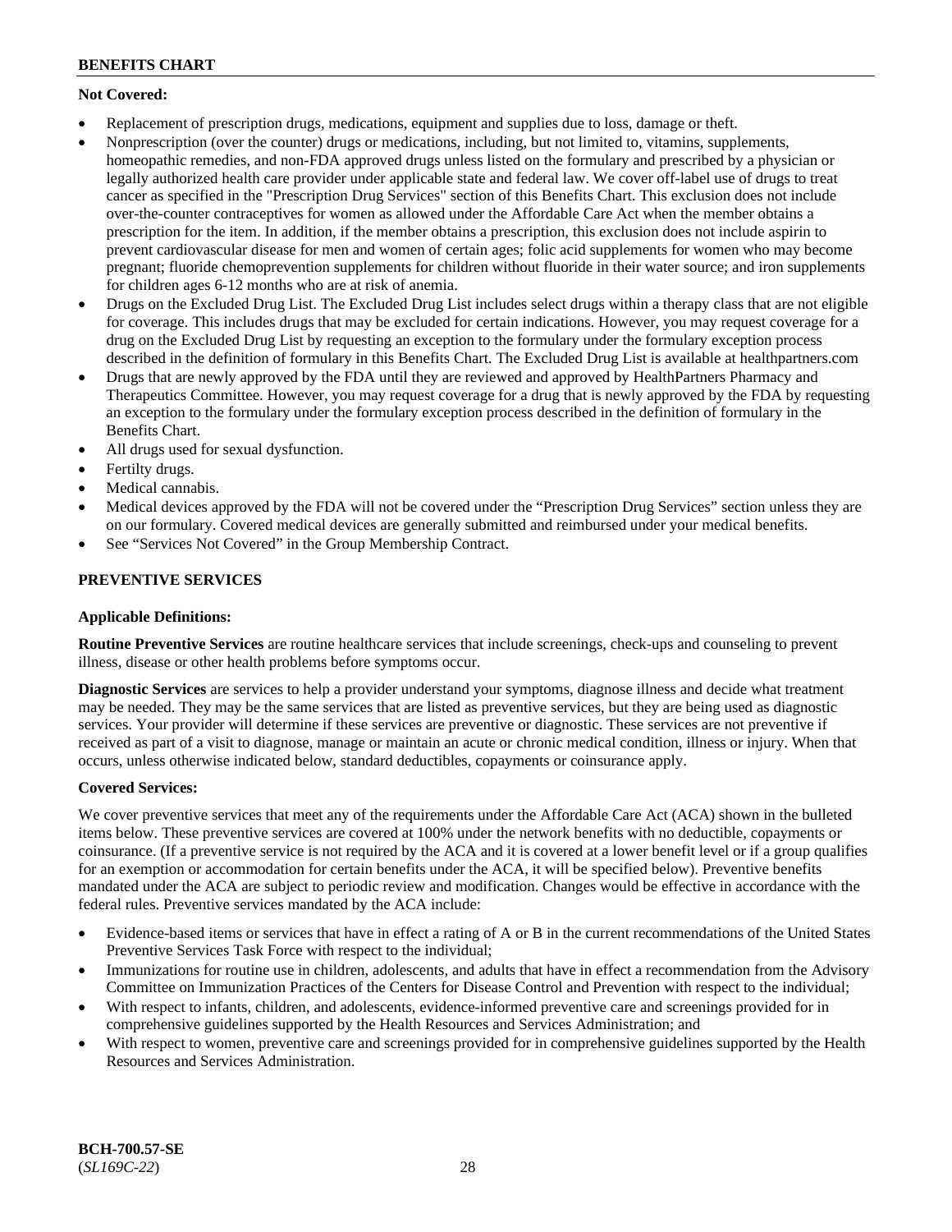**Not Covered:**

- Replacement of prescription drugs, medications, equipment and supplies due to loss, damage or theft.
- Nonprescription (over the counter) drugs or medications, including, but not limited to, vitamins, supplements, homeopathic remedies, and non-FDA approved drugs unless listed on the formulary and prescribed by a physician or legally authorized health care provider under applicable state and federal law. We cover off-label use of drugs to treat cancer as specified in the "Prescription Drug Services" section of this Benefits Chart. This exclusion does not include over-the-counter contraceptives for women as allowed under the Affordable Care Act when the member obtains a prescription for the item. In addition, if the member obtains a prescription, this exclusion does not include aspirin to prevent cardiovascular disease for men and women of certain ages; folic acid supplements for women who may become pregnant; fluoride chemoprevention supplements for children without fluoride in their water source; and iron supplements for children ages 6-12 months who are at risk of anemia.
- Drugs on the Excluded Drug List. The Excluded Drug List includes select drugs within a therapy class that are not eligible for coverage. This includes drugs that may be excluded for certain indications. However, you may request coverage for a drug on the Excluded Drug List by requesting an exception to the formulary under the formulary exception process described in the definition of formulary in this Benefits Chart. The Excluded Drug List is available at healthpartners.com
- Drugs that are newly approved by the FDA until they are reviewed and approved by HealthPartners Pharmacy and Therapeutics Committee. However, you may request coverage for a drug that is newly approved by the FDA by requesting an exception to the formulary under the formulary exception process described in the definition of formulary in the Benefits Chart.
- All drugs used for sexual dysfunction.
- Fertilty drugs.
- Medical cannabis.
- Medical devices approved by the FDA will not be covered under the "Prescription Drug Services" section unless they are on our formulary. Covered medical devices are generally submitted and reimbursed under your medical benefits.
- See "Services Not Covered" in the Group Membership Contract.

## PREVENTIVE SERVICES

**Applicable Definitions:**

**Routine Preventive Services** are routine healthcare services that include screenings, check-ups and counseling to prevent illness, disease or other health problems before symptoms occur.

**Diagnostic Services** are services to help a provider understand your symptoms, diagnose illness and decide what treatment may be needed. They may be the same services that are listed as preventive services, but they are being used as diagnostic services. Your provider will determine if these services are preventive or diagnostic. These services are not preventive if received as part of a visit to diagnose, manage or maintain an acute or chronic medical condition, illness or injury. When that occurs, unless otherwise indicated below, standard deductibles, copayments or coinsurance apply.

**Covered Services:**

We cover preventive services that meet any of the requirements under the Affordable Care Act (ACA) shown in the bulleted items below. These preventive services are covered at 100% under the network benefits with no deductible, copayments or coinsurance. (If a preventive service is not required by the ACA and it is covered at a lower benefit level or if a group qualifies for an exemption or accommodation for certain benefits under the ACA, it will be specified below). Preventive benefits mandated under the ACA are subject to periodic review and modification. Changes would be effective in accordance with the federal rules. Preventive services mandated by the ACA include:

- Evidence-based items or services that have in effect a rating of A or B in the current recommendations of the United States Preventive Services Task Force with respect to the individual;
- Immunizations for routine use in children, adolescents, and adults that have in effect a recommendation from the Advisory Committee on Immunization Practices of the Centers for Disease Control and Prevention with respect to the individual;
- With respect to infants, children, and adolescents, evidence-informed preventive care and screenings provided for in comprehensive guidelines supported by the Health Resources and Services Administration; and
- With respect to women, preventive care and screenings provided for in comprehensive guidelines supported by the Health Resources and Services Administration.

**BCH-700.57-SE**
(*SL169C-22*)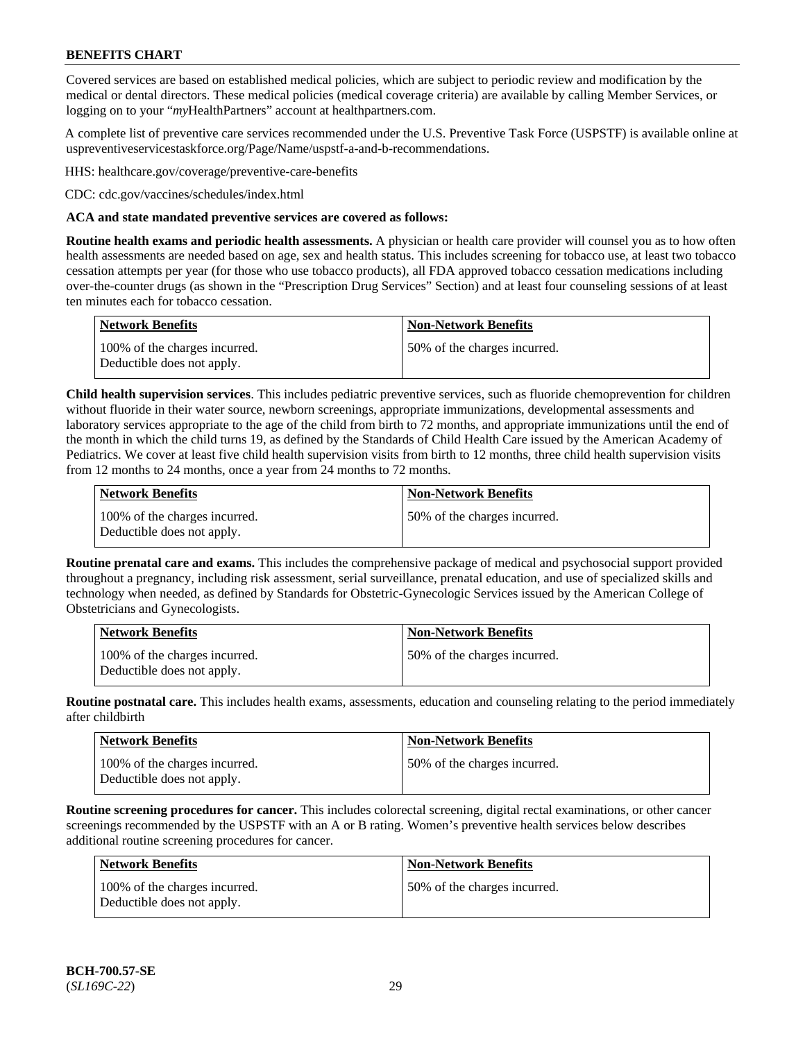**BENEFITS CHART**

Covered services are based on established medical policies, which are subject to periodic review and modification by the medical or dental directors. These medical policies (medical coverage criteria) are available by calling Member Services, or logging on to your "*my*HealthPartners" account at healthpartners.com.

A complete list of preventive care services recommended under the U.S. Preventive Task Force (USPSTF) is available online at uspreventiveservicestaskforce.org/Page/Name/uspstf-a-and-b-recommendations.

HHS: healthcare.gov/coverage/preventive-care-benefits

CDC: cdc.gov/vaccines/schedules/index.html

**ACA and state mandated preventive services are covered as follows:**

**Routine health exams and periodic health assessments.** A physician or health care provider will counsel you as to how often health assessments are needed based on age, sex and health status. This includes screening for tobacco use, at least two tobacco cessation attempts per year (for those who use tobacco products), all FDA approved tobacco cessation medications including over-the-counter drugs (as shown in the "Prescription Drug Services" Section) and at least four counseling sessions of at least ten minutes each for tobacco cessation.

| Network Benefits | Non-Network Benefits |
|---|---|
| 100% of the charges incurred. Deductible does not apply. | 50% of the charges incurred. |

**Child health supervision services**. This includes pediatric preventive services, such as fluoride chemoprevention for children without fluoride in their water source, newborn screenings, appropriate immunizations, developmental assessments and laboratory services appropriate to the age of the child from birth to 72 months, and appropriate immunizations until the end of the month in which the child turns 19, as defined by the Standards of Child Health Care issued by the American Academy of Pediatrics. We cover at least five child health supervision visits from birth to 12 months, three child health supervision visits from 12 months to 24 months, once a year from 24 months to 72 months.

| Network Benefits | Non-Network Benefits |
|---|---|
| 100% of the charges incurred. Deductible does not apply. | 50% of the charges incurred. |

**Routine prenatal care and exams.** This includes the comprehensive package of medical and psychosocial support provided throughout a pregnancy, including risk assessment, serial surveillance, prenatal education, and use of specialized skills and technology when needed, as defined by Standards for Obstetric-Gynecologic Services issued by the American College of Obstetricians and Gynecologists.

| Network Benefits | Non-Network Benefits |
|---|---|
| 100% of the charges incurred. Deductible does not apply. | 50% of the charges incurred. |

**Routine postnatal care.** This includes health exams, assessments, education and counseling relating to the period immediately after childbirth

| Network Benefits | Non-Network Benefits |
|---|---|
| 100% of the charges incurred. Deductible does not apply. | 50% of the charges incurred. |

**Routine screening procedures for cancer.** This includes colorectal screening, digital rectal examinations, or other cancer screenings recommended by the USPSTF with an A or B rating. Women's preventive health services below describes additional routine screening procedures for cancer.

| Network Benefits | Non-Network Benefits |
|---|---|
| 100% of the charges incurred. Deductible does not apply. | 50% of the charges incurred. |

**BCH-700.57-SE**
(*SL169C-22*)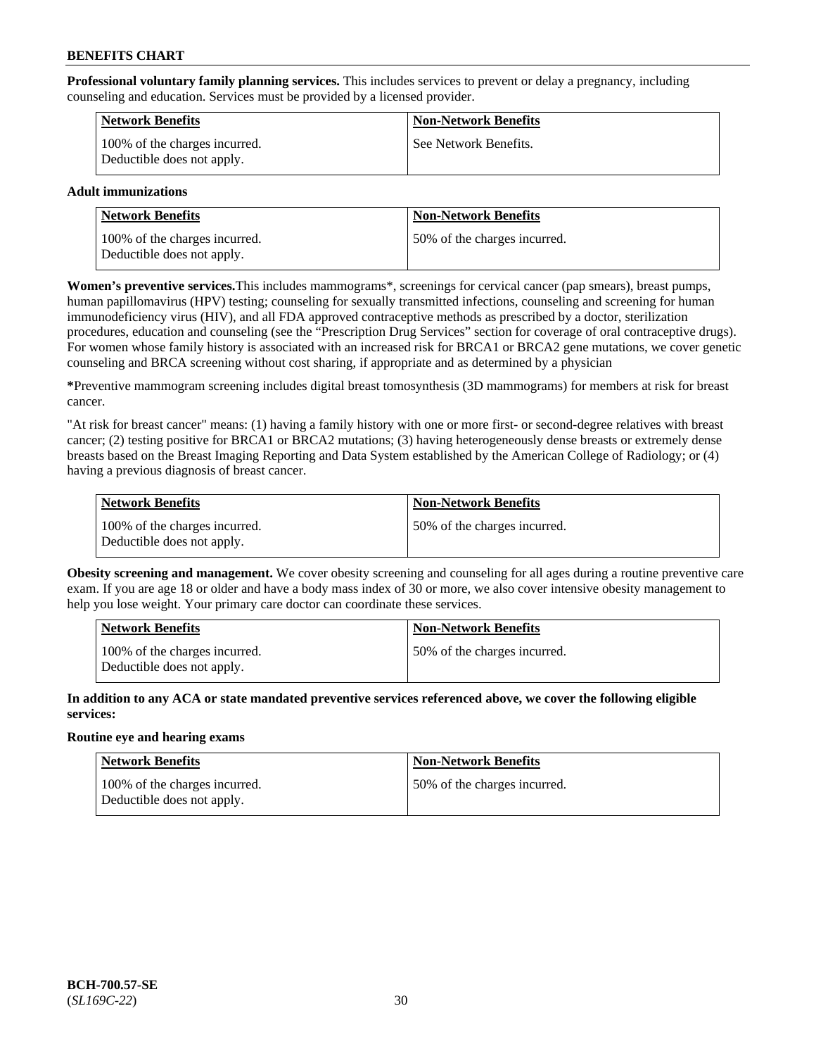**Professional voluntary family planning services.** This includes services to prevent or delay a pregnancy, including counseling and education. Services must be provided by a licensed provider.

| Network Benefits | Non-Network Benefits |
|---|---|
| 100% of the charges incurred. Deductible does not apply. | See Network Benefits. |

**Adult immunizations**

| Network Benefits | Non-Network Benefits |
|---|---|
| 100% of the charges incurred. Deductible does not apply. | 50% of the charges incurred. |

**Women's preventive services.**This includes mammograms*, screenings for cervical cancer (pap smears), breast pumps, human papillomavirus (HPV) testing; counseling for sexually transmitted infections, counseling and screening for human immunodeficiency virus (HIV), and all FDA approved contraceptive methods as prescribed by a doctor, sterilization procedures, education and counseling (see the "Prescription Drug Services" section for coverage of oral contraceptive drugs). For women whose family history is associated with an increased risk for BRCA1 or BRCA2 gene mutations, we cover genetic counseling and BRCA screening without cost sharing, if appropriate and as determined by a physician

***Preventive mammogram screening includes digital breast tomosynthesis (3D mammograms) for members at risk for breast cancer.

"At risk for breast cancer" means: (1) having a family history with one or more first- or second-degree relatives with breast cancer; (2) testing positive for BRCA1 or BRCA2 mutations; (3) having heterogeneously dense breasts or extremely dense breasts based on the Breast Imaging Reporting and Data System established by the American College of Radiology; or (4) having a previous diagnosis of breast cancer.

| Network Benefits | Non-Network Benefits |
|---|---|
| 100% of the charges incurred. Deductible does not apply. | 50% of the charges incurred. |

**Obesity screening and management.** We cover obesity screening and counseling for all ages during a routine preventive care exam. If you are age 18 or older and have a body mass index of 30 or more, we also cover intensive obesity management to help you lose weight. Your primary care doctor can coordinate these services.

| Network Benefits | Non-Network Benefits |
|---|---|
| 100% of the charges incurred. Deductible does not apply. | 50% of the charges incurred. |

**In addition to any ACA or state mandated preventive services referenced above, we cover the following eligible services:**

**Routine eye and hearing exams**

| Network Benefits | Non-Network Benefits |
|---|---|
| 100% of the charges incurred. Deductible does not apply. | 50% of the charges incurred. |

**BCH-700.57-SE**
(*SL169C-22*)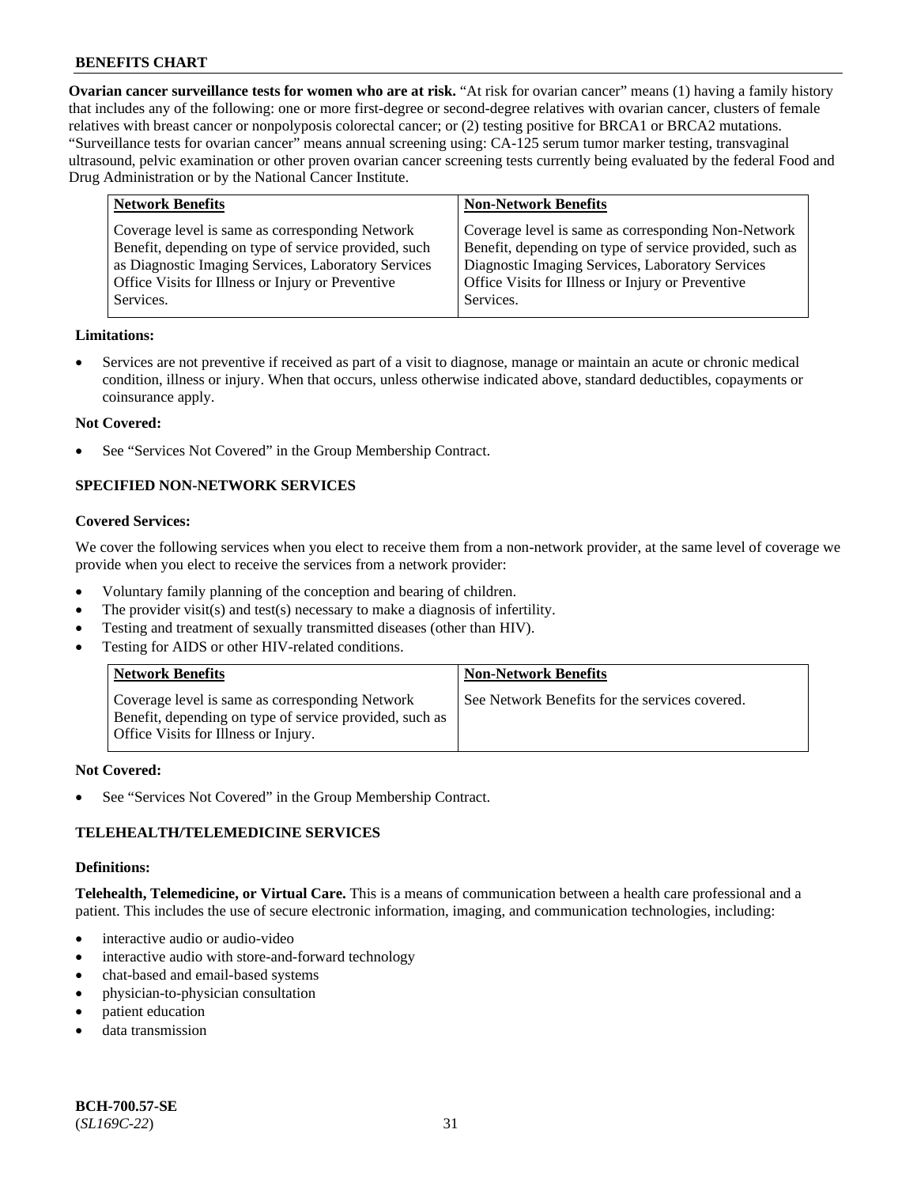**Ovarian cancer surveillance tests for women who are at risk.** "At risk for ovarian cancer" means (1) having a family history that includes any of the following: one or more first-degree or second-degree relatives with ovarian cancer, clusters of female relatives with breast cancer or nonpolyposis colorectal cancer; or (2) testing positive for BRCA1 or BRCA2 mutations. "Surveillance tests for ovarian cancer" means annual screening using: CA-125 serum tumor marker testing, transvaginal ultrasound, pelvic examination or other proven ovarian cancer screening tests currently being evaluated by the federal Food and Drug Administration or by the National Cancer Institute.

| Network Benefits | Non-Network Benefits |
| --- | --- |
| Coverage level is same as corresponding Network Benefit, depending on type of service provided, such as Diagnostic Imaging Services, Laboratory Services Office Visits for Illness or Injury or Preventive Services. | Coverage level is same as corresponding Non-Network Benefit, depending on type of service provided, such as Diagnostic Imaging Services, Laboratory Services Office Visits for Illness or Injury or Preventive Services. |

**Limitations:**

- Services are not preventive if received as part of a visit to diagnose, manage or maintain an acute or chronic medical condition, illness or injury. When that occurs, unless otherwise indicated above, standard deductibles, copayments or coinsurance apply.

**Not Covered:**

- See "Services Not Covered" in the Group Membership Contract.

## SPECIFIED NON-NETWORK SERVICES

**Covered Services:**

We cover the following services when you elect to receive them from a non-network provider, at the same level of coverage we provide when you elect to receive the services from a network provider:

- Voluntary family planning of the conception and bearing of children.
- The provider visit(s) and test(s) necessary to make a diagnosis of infertility.
- Testing and treatment of sexually transmitted diseases (other than HIV).
- Testing for AIDS or other HIV-related conditions.

| Network Benefits | Non-Network Benefits |
| --- | --- |
| Coverage level is same as corresponding Network Benefit, depending on type of service provided, such as Office Visits for Illness or Injury. | See Network Benefits for the services covered. |

**Not Covered:**

- See "Services Not Covered" in the Group Membership Contract.

## TELEHEALTH/TELEMEDICINE SERVICES

**Definitions:**

**Telehealth, Telemedicine, or Virtual Care.** This is a means of communication between a health care professional and a patient. This includes the use of secure electronic information, imaging, and communication technologies, including:

- interactive audio or audio-video
- interactive audio with store-and-forward technology
- chat-based and email-based systems
- physician-to-physician consultation
- patient education
- data transmission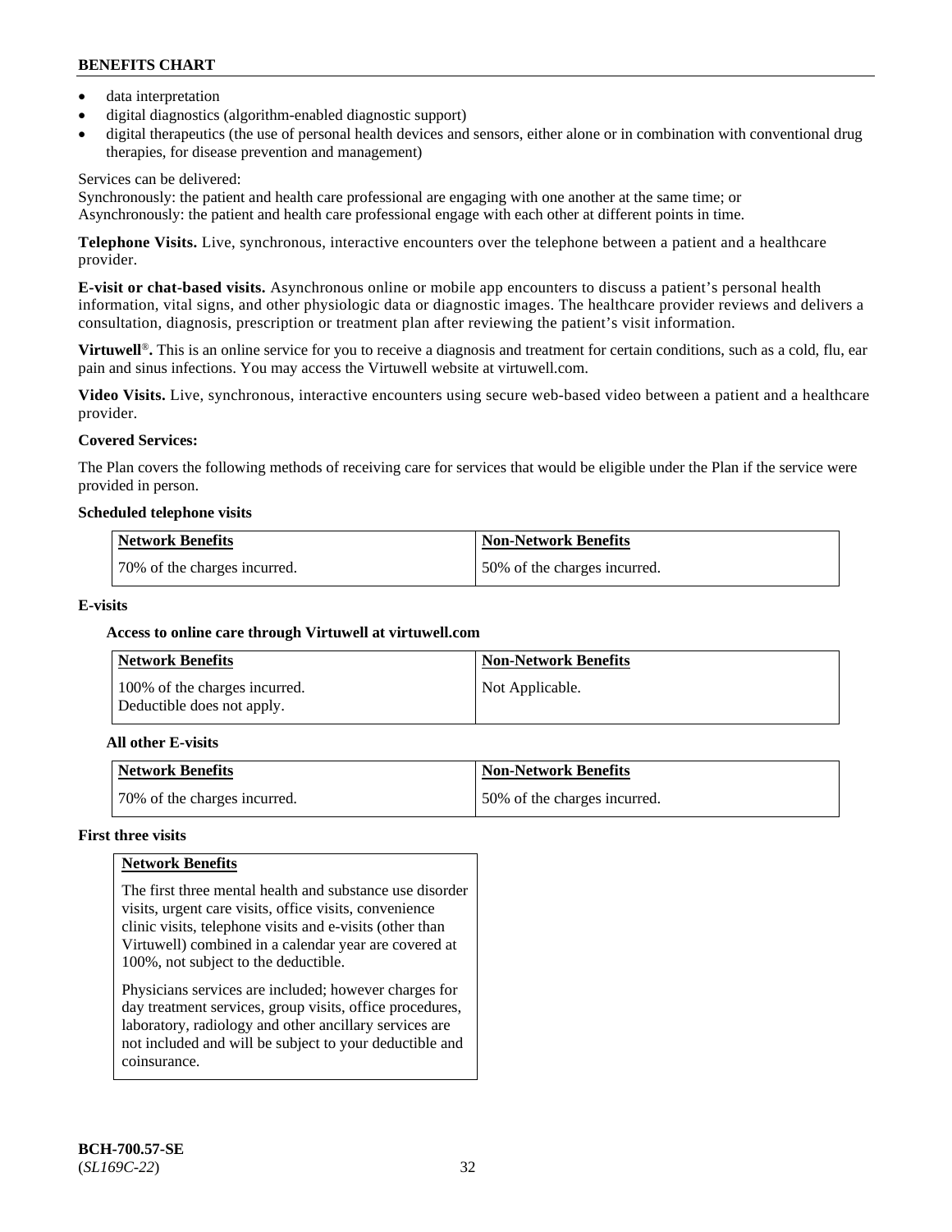- data interpretation
- digital diagnostics (algorithm-enabled diagnostic support)
- digital therapeutics (the use of personal health devices and sensors, either alone or in combination with conventional drug therapies, for disease prevention and management)

Services can be delivered:
Synchronously: the patient and health care professional are engaging with one another at the same time; or
Asynchronously: the patient and health care professional engage with each other at different points in time.

**Telephone Visits.** Live, synchronous, interactive encounters over the telephone between a patient and a healthcare provider.

**E-visit or chat-based visits.** Asynchronous online or mobile app encounters to discuss a patient's personal health information, vital signs, and other physiologic data or diagnostic images. The healthcare provider reviews and delivers a consultation, diagnosis, prescription or treatment plan after reviewing the patient's visit information.

**Virtuwell®.** This is an online service for you to receive a diagnosis and treatment for certain conditions, such as a cold, flu, ear pain and sinus infections. You may access the Virtuwell website at virtuwell.com.

**Video Visits.** Live, synchronous, interactive encounters using secure web-based video between a patient and a healthcare provider.

**Covered Services:**

The Plan covers the following methods of receiving care for services that would be eligible under the Plan if the service were provided in person.

**Scheduled telephone visits**

| Network Benefits | Non-Network Benefits |
|---|---|
| 70% of the charges incurred. | 50% of the charges incurred. |

**E-visits**

**Access to online care through Virtuwell at virtuwell.com**

| Network Benefits | Non-Network Benefits |
|---|---|
| 100% of the charges incurred. Deductible does not apply. | Not Applicable. |

**All other E-visits**

| Network Benefits | Non-Network Benefits |
|---|---|
| 70% of the charges incurred. | 50% of the charges incurred. |

**First three visits**

| Network Benefits |
|---|
| The first three mental health and substance use disorder visits, urgent care visits, office visits, convenience clinic visits, telephone visits and e-visits (other than Virtuwell) combined in a calendar year are covered at 100%, not subject to the deductible.<br><br>Physicians services are included; however charges for day treatment services, group visits, office procedures, laboratory, radiology and other ancillary services are not included and will be subject to your deductible and coinsurance. |

BCH-700.57-SE
(*SL169C-22*)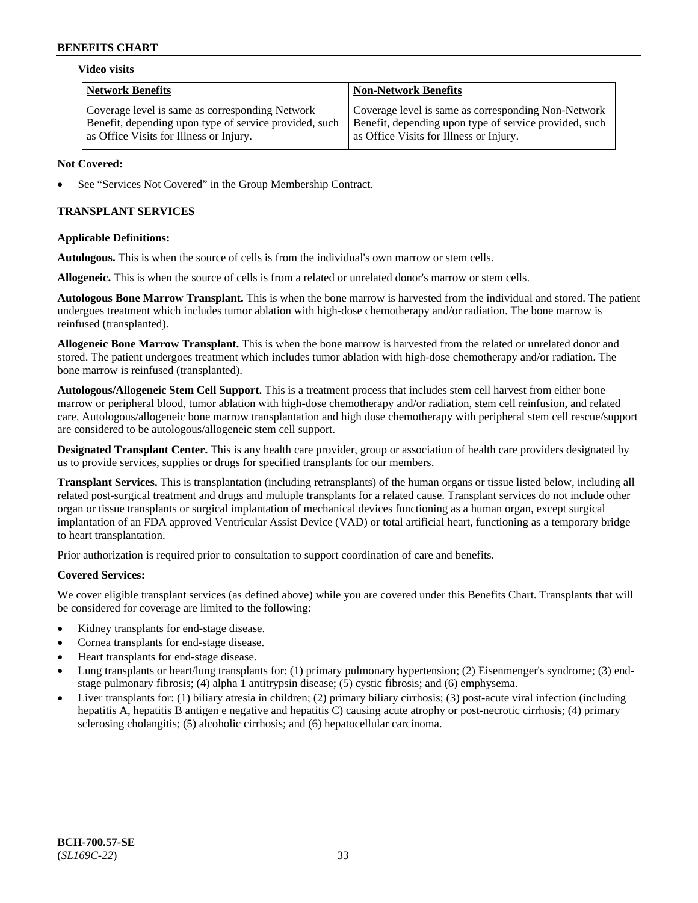**Video visits**

| Network Benefits | Non-Network Benefits |
| --- | --- |
| Coverage level is same as corresponding Network Benefit, depending upon type of service provided, such as Office Visits for Illness or Injury. | Coverage level is same as corresponding Non-Network Benefit, depending upon type of service provided, such as Office Visits for Illness or Injury. |

**Not Covered:**

- See "Services Not Covered" in the Group Membership Contract.

## TRANSPLANT SERVICES

**Applicable Definitions:**

**Autologous.** This is when the source of cells is from the individual's own marrow or stem cells.

**Allogeneic.** This is when the source of cells is from a related or unrelated donor's marrow or stem cells.

**Autologous Bone Marrow Transplant.** This is when the bone marrow is harvested from the individual and stored. The patient undergoes treatment which includes tumor ablation with high-dose chemotherapy and/or radiation. The bone marrow is reinfused (transplanted).

**Allogeneic Bone Marrow Transplant.** This is when the bone marrow is harvested from the related or unrelated donor and stored. The patient undergoes treatment which includes tumor ablation with high-dose chemotherapy and/or radiation. The bone marrow is reinfused (transplanted).

**Autologous/Allogeneic Stem Cell Support.** This is a treatment process that includes stem cell harvest from either bone marrow or peripheral blood, tumor ablation with high-dose chemotherapy and/or radiation, stem cell reinfusion, and related care. Autologous/allogeneic bone marrow transplantation and high dose chemotherapy with peripheral stem cell rescue/support are considered to be autologous/allogeneic stem cell support.

**Designated Transplant Center.** This is any health care provider, group or association of health care providers designated by us to provide services, supplies or drugs for specified transplants for our members.

**Transplant Services.** This is transplantation (including retransplants) of the human organs or tissue listed below, including all related post-surgical treatment and drugs and multiple transplants for a related cause. Transplant services do not include other organ or tissue transplants or surgical implantation of mechanical devices functioning as a human organ, except surgical implantation of an FDA approved Ventricular Assist Device (VAD) or total artificial heart, functioning as a temporary bridge to heart transplantation.

Prior authorization is required prior to consultation to support coordination of care and benefits.

**Covered Services:**

We cover eligible transplant services (as defined above) while you are covered under this Benefits Chart. Transplants that will be considered for coverage are limited to the following:

- Kidney transplants for end-stage disease.
- Cornea transplants for end-stage disease.
- Heart transplants for end-stage disease.
- Lung transplants or heart/lung transplants for: (1) primary pulmonary hypertension; (2) Eisenmenger's syndrome; (3) end-stage pulmonary fibrosis; (4) alpha 1 antitrypsin disease; (5) cystic fibrosis; and (6) emphysema.
- Liver transplants for: (1) biliary atresia in children; (2) primary biliary cirrhosis; (3) post-acute viral infection (including hepatitis A, hepatitis B antigen e negative and hepatitis C) causing acute atrophy or post-necrotic cirrhosis; (4) primary sclerosing cholangitis; (5) alcoholic cirrhosis; and (6) hepatocellular carcinoma.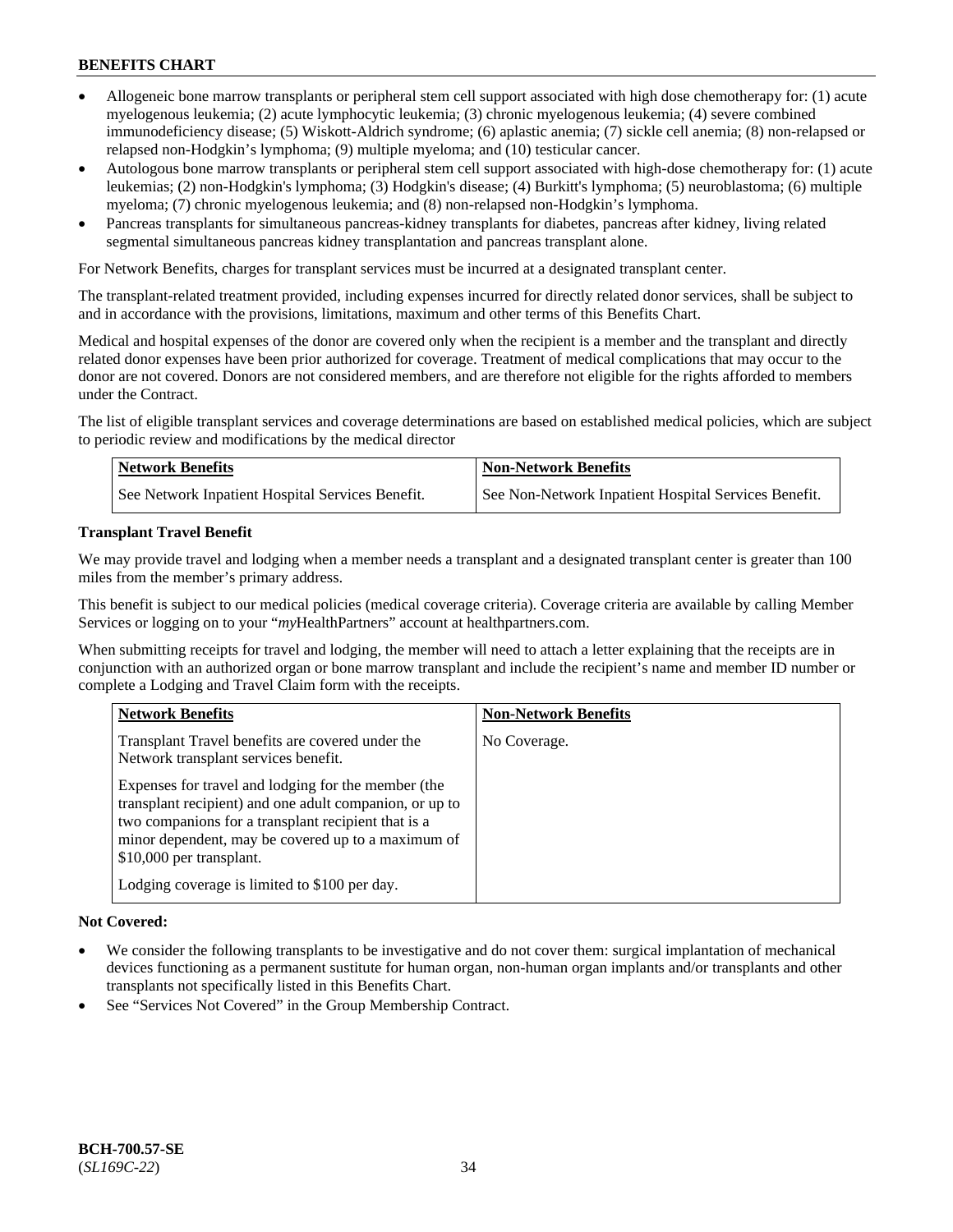- Allogeneic bone marrow transplants or peripheral stem cell support associated with high dose chemotherapy for: (1) acute myelogenous leukemia; (2) acute lymphocytic leukemia; (3) chronic myelogenous leukemia; (4) severe combined immunodeficiency disease; (5) Wiskott-Aldrich syndrome; (6) aplastic anemia; (7) sickle cell anemia; (8) non-relapsed or relapsed non-Hodgkin's lymphoma; (9) multiple myeloma; and (10) testicular cancer.
- Autologous bone marrow transplants or peripheral stem cell support associated with high-dose chemotherapy for: (1) acute leukemias; (2) non-Hodgkin's lymphoma; (3) Hodgkin's disease; (4) Burkitt's lymphoma; (5) neuroblastoma; (6) multiple myeloma; (7) chronic myelogenous leukemia; and (8) non-relapsed non-Hodgkin's lymphoma.
- Pancreas transplants for simultaneous pancreas-kidney transplants for diabetes, pancreas after kidney, living related segmental simultaneous pancreas kidney transplantation and pancreas transplant alone.

For Network Benefits, charges for transplant services must be incurred at a designated transplant center.

The transplant-related treatment provided, including expenses incurred for directly related donor services, shall be subject to and in accordance with the provisions, limitations, maximum and other terms of this Benefits Chart.

Medical and hospital expenses of the donor are covered only when the recipient is a member and the transplant and directly related donor expenses have been prior authorized for coverage. Treatment of medical complications that may occur to the donor are not covered. Donors are not considered members, and are therefore not eligible for the rights afforded to members under the Contract.

The list of eligible transplant services and coverage determinations are based on established medical policies, which are subject to periodic review and modifications by the medical director

| Network Benefits | Non-Network Benefits |
|---|---|
| See Network Inpatient Hospital Services Benefit. | See Non-Network Inpatient Hospital Services Benefit. |

**Transplant Travel Benefit**

We may provide travel and lodging when a member needs a transplant and a designated transplant center is greater than 100 miles from the member's primary address.

This benefit is subject to our medical policies (medical coverage criteria). Coverage criteria are available by calling Member Services or logging on to your "*my*HealthPartners" account at healthpartners.com.

When submitting receipts for travel and lodging, the member will need to attach a letter explaining that the receipts are in conjunction with an authorized organ or bone marrow transplant and include the recipient's name and member ID number or complete a Lodging and Travel Claim form with the receipts.

| Network Benefits | Non-Network Benefits |
|---|---|
| Transplant Travel benefits are covered under the Network transplant services benefit.<br><br>Expenses for travel and lodging for the member (the transplant recipient) and one adult companion, or up to two companions for a transplant recipient that is a minor dependent, may be covered up to a maximum of $10,000 per transplant.<br><br>Lodging coverage is limited to $100 per day. | No Coverage. |

**Not Covered:**

- We consider the following transplants to be investigative and do not cover them: surgical implantation of mechanical devices functioning as a permanent sustitute for human organ, non-human organ implants and/or transplants and other transplants not specifically listed in this Benefits Chart.
- See "Services Not Covered" in the Group Membership Contract.